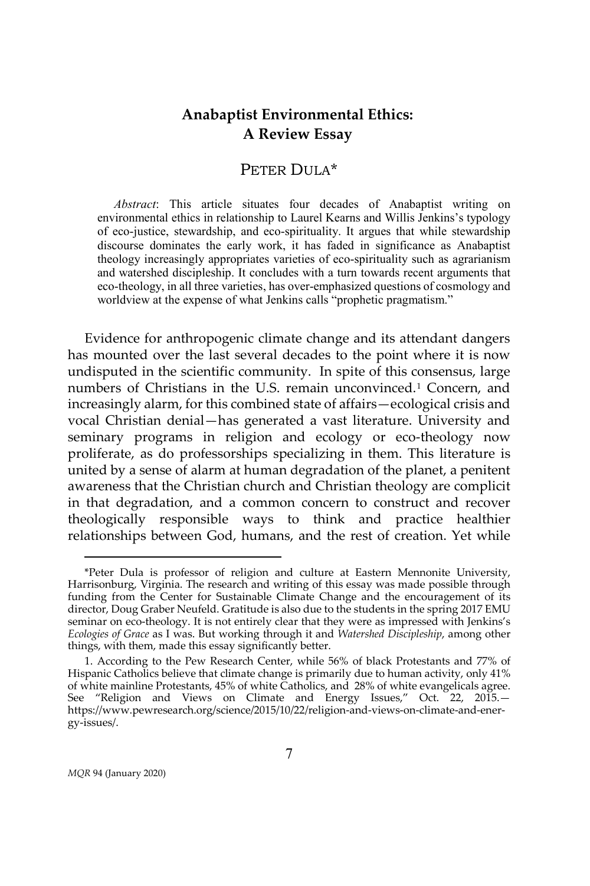# Anabaptist Environmental Ethics: A Review Essay

PETER DULA*

*Abstract*: This article situates four decades of Anabaptist writing on environmental ethics in relationship to Laurel Kearns and Willis Jenkins's typology of eco-justice, stewardship, and eco-spirituality. It argues that while stewardship discourse dominates the early work, it has faded in significance as Anabaptist theology increasingly appropriates varieties of eco-spirituality such as agrarianism and watershed discipleship. It concludes with a turn towards recent arguments that eco-theology, in all three varieties, has over-emphasized questions of cosmology and worldview at the expense of what Jenkins calls "prophetic pragmatism."

Evidence for anthropogenic climate change and its attendant dangers has mounted over the last several decades to the point where it is now undisputed in the scientific community. In spite of this consensus, large numbers of Christians in the U.S. remain unconvinced.[1] Concern, and increasingly alarm, for this combined state of affairs—ecological crisis and vocal Christian denial—has generated a vast literature. University and seminary programs in religion and ecology or eco-theology now proliferate, as do professorships specializing in them. This literature is united by a sense of alarm at human degradation of the planet, a penitent awareness that the Christian church and Christian theology are complicit in that degradation, and a common concern to construct and recover theologically responsible ways to think and practice healthier relationships between God, humans, and the rest of creation. Yet while

---

*Peter Dula is professor of religion and culture at Eastern Mennonite University, Harrisonburg, Virginia. The research and writing of this essay was made possible through funding from the Center for Sustainable Climate Change and the encouragement of its director, Doug Graber Neufeld. Gratitude is also due to the students in the spring 2017 EMU seminar on eco-theology. It is not entirely clear that they were as impressed with Jenkins's *Ecologies of Grace* as I was. But working through it and *Watershed Discipleship*, among other things, with them, made this essay significantly better.

1. According to the Pew Research Center, while 56% of black Protestants and 77% of Hispanic Catholics believe that climate change is primarily due to human activity, only 41% of white mainline Protestants, 45% of white Catholics, and 28% of white evangelicals agree. See "Religion and Views on Climate and Energy Issues," Oct. 22, 2015.—https://www.pewresearch.org/science/2015/10/22/religion-and-views-on-climate-and-energy-issues/.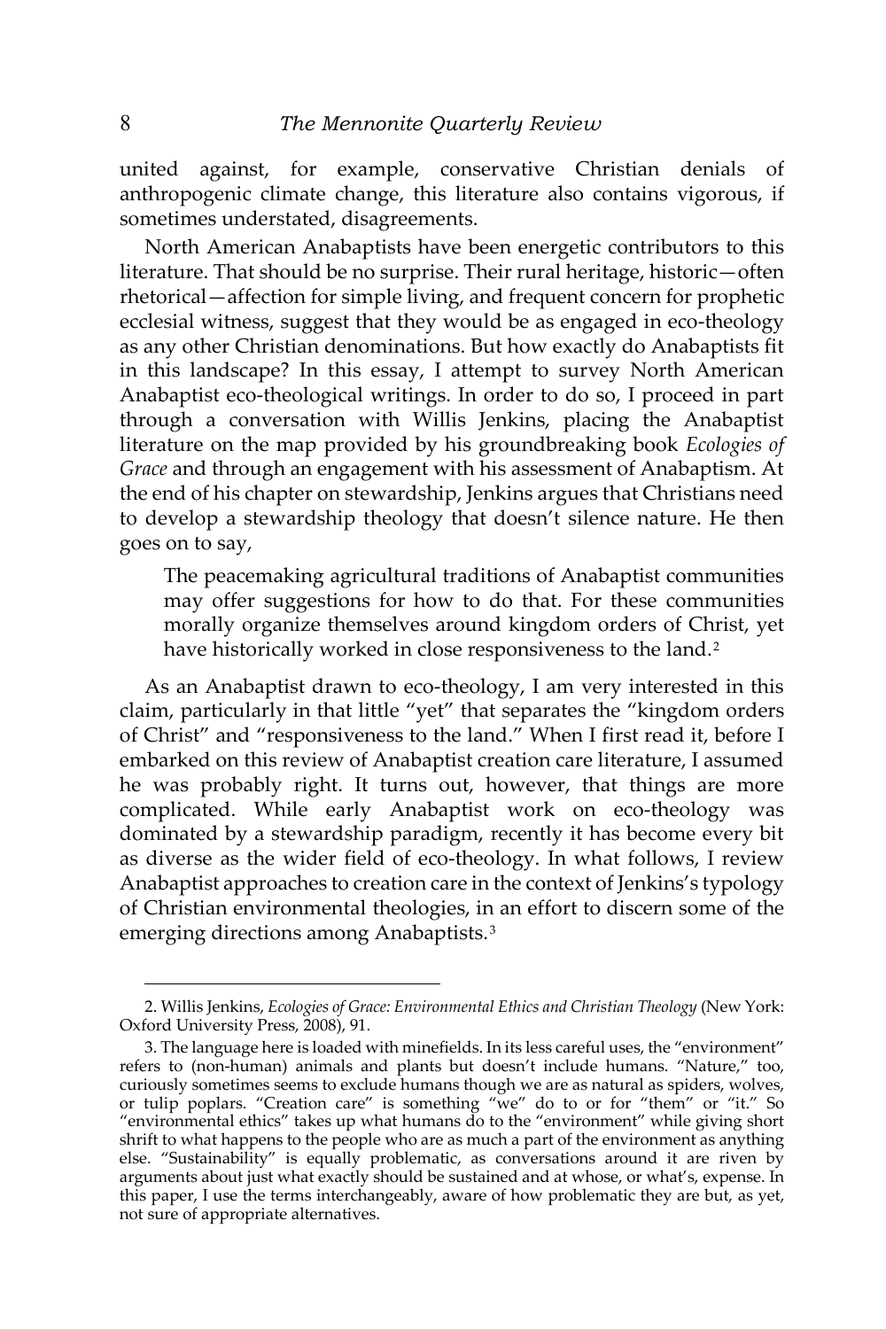united against, for example, conservative Christian denials of anthropogenic climate change, this literature also contains vigorous, if sometimes understated, disagreements.

North American Anabaptists have been energetic contributors to this literature. That should be no surprise. Their rural heritage, historic—often rhetorical—affection for simple living, and frequent concern for prophetic ecclesial witness, suggest that they would be as engaged in eco-theology as any other Christian denominations. But how exactly do Anabaptists fit in this landscape? In this essay, I attempt to survey North American Anabaptist eco-theological writings. In order to do so, I proceed in part through a conversation with Willis Jenkins, placing the Anabaptist literature on the map provided by his groundbreaking book *Ecologies of Grace* and through an engagement with his assessment of Anabaptism. At the end of his chapter on stewardship, Jenkins argues that Christians need to develop a stewardship theology that doesn't silence nature. He then goes on to say,

> The peacemaking agricultural traditions of Anabaptist communities may offer suggestions for how to do that. For these communities morally organize themselves around kingdom orders of Christ, yet have historically worked in close responsiveness to the land.[2]

As an Anabaptist drawn to eco-theology, I am very interested in this claim, particularly in that little "yet" that separates the "kingdom orders of Christ" and "responsiveness to the land." When I first read it, before I embarked on this review of Anabaptist creation care literature, I assumed he was probably right. It turns out, however, that things are more complicated. While early Anabaptist work on eco-theology was dominated by a stewardship paradigm, recently it has become every bit as diverse as the wider field of eco-theology. In what follows, I review Anabaptist approaches to creation care in the context of Jenkins's typology of Christian environmental theologies, in an effort to discern some of the emerging directions among Anabaptists.[3]

---

2. Willis Jenkins, *Ecologies of Grace: Environmental Ethics and Christian Theology* (New York: Oxford University Press, 2008), 91.

3. The language here is loaded with minefields. In its less careful uses, the "environment" refers to (non-human) animals and plants but doesn't include humans. "Nature," too, curiously sometimes seems to exclude humans though we are as natural as spiders, wolves, or tulip poplars. "Creation care" is something "we" do to or for "them" or "it." So "environmental ethics" takes up what humans do to the "environment" while giving short shrift to what happens to the people who are as much a part of the environment as anything else. "Sustainability" is equally problematic, as conversations around it are riven by arguments about just what exactly should be sustained and at whose, or what's, expense. In this paper, I use the terms interchangeably, aware of how problematic they are but, as yet, not sure of appropriate alternatives.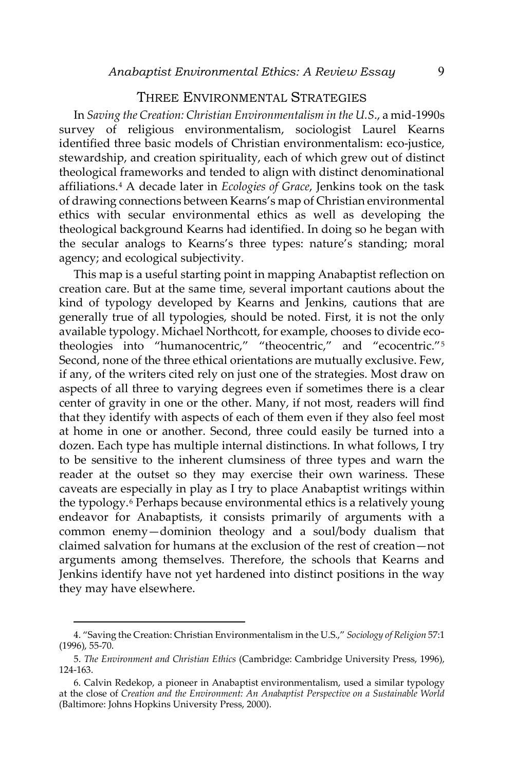## Three Environmental Strategies

In *Saving the Creation: Christian Environmentalism in the U.S*., a mid-1990s survey of religious environmentalism, sociologist Laurel Kearns identified three basic models of Christian environmentalism: eco-justice, stewardship, and creation spirituality, each of which grew out of distinct theological frameworks and tended to align with distinct denominational affiliations.[4] A decade later in *Ecologies of Grace*, Jenkins took on the task of drawing connections between Kearns's map of Christian environmental ethics with secular environmental ethics as well as developing the theological background Kearns had identified. In doing so he began with the secular analogs to Kearns's three types: nature's standing; moral agency; and ecological subjectivity.

This map is a useful starting point in mapping Anabaptist reflection on creation care. But at the same time, several important cautions about the kind of typology developed by Kearns and Jenkins, cautions that are generally true of all typologies, should be noted. First, it is not the only available typology. Michael Northcott, for example, chooses to divide eco-theologies into "humanocentric," "theocentric," and "ecocentric."[5] Second, none of the three ethical orientations are mutually exclusive. Few, if any, of the writers cited rely on just one of the strategies. Most draw on aspects of all three to varying degrees even if sometimes there is a clear center of gravity in one or the other. Many, if not most, readers will find that they identify with aspects of each of them even if they also feel most at home in one or another. Second, three could easily be turned into a dozen. Each type has multiple internal distinctions. In what follows, I try to be sensitive to the inherent clumsiness of three types and warn the reader at the outset so they may exercise their own wariness. These caveats are especially in play as I try to place Anabaptist writings within the typology.[6] Perhaps because environmental ethics is a relatively young endeavor for Anabaptists, it consists primarily of arguments with a common enemy—dominion theology and a soul/body dualism that claimed salvation for humans at the exclusion of the rest of creation—not arguments among themselves. Therefore, the schools that Kearns and Jenkins identify have not yet hardened into distinct positions in the way they may have elsewhere.

---

4. "Saving the Creation: Christian Environmentalism in the U.S.," *Sociology of Religion* 57:1 (1996), 55-70.

5. *The Environment and Christian Ethics* (Cambridge: Cambridge University Press, 1996), 124-163.

6. Calvin Redekop, a pioneer in Anabaptist environmentalism, used a similar typology at the close of *Creation and the Environment: An Anabaptist Perspective on a Sustainable World* (Baltimore: Johns Hopkins University Press, 2000).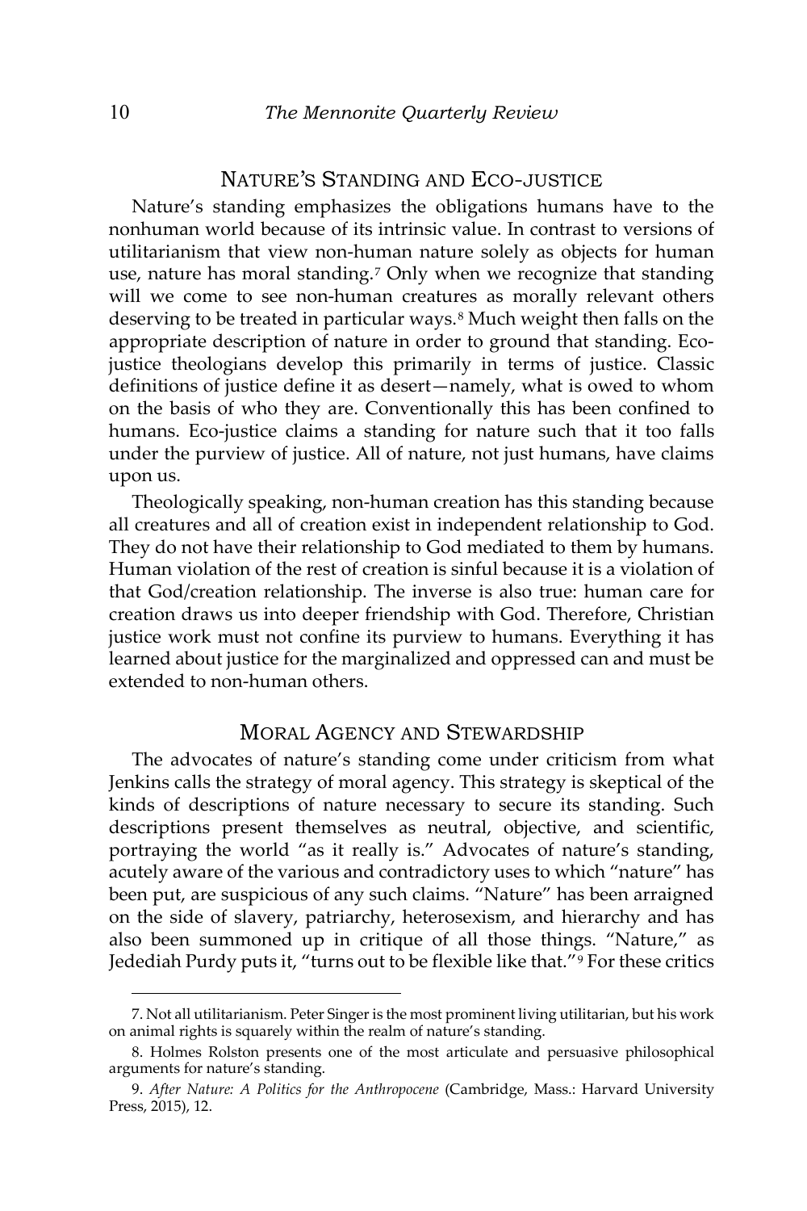## Nature's Standing and Eco-justice

Nature's standing emphasizes the obligations humans have to the nonhuman world because of its intrinsic value. In contrast to versions of utilitarianism that view non-human nature solely as objects for human use, nature has moral standing.[7] Only when we recognize that standing will we come to see non-human creatures as morally relevant others deserving to be treated in particular ways.[8] Much weight then falls on the appropriate description of nature in order to ground that standing. Eco-justice theologians develop this primarily in terms of justice. Classic definitions of justice define it as desert—namely, what is owed to whom on the basis of who they are. Conventionally this has been confined to humans. Eco-justice claims a standing for nature such that it too falls under the purview of justice. All of nature, not just humans, have claims upon us.

Theologically speaking, non-human creation has this standing because all creatures and all of creation exist in independent relationship to God. They do not have their relationship to God mediated to them by humans. Human violation of the rest of creation is sinful because it is a violation of that God/creation relationship. The inverse is also true: human care for creation draws us into deeper friendship with God. Therefore, Christian justice work must not confine its purview to humans. Everything it has learned about justice for the marginalized and oppressed can and must be extended to non-human others.

## Moral Agency and Stewardship

The advocates of nature's standing come under criticism from what Jenkins calls the strategy of moral agency. This strategy is skeptical of the kinds of descriptions of nature necessary to secure its standing. Such descriptions present themselves as neutral, objective, and scientific, portraying the world "as it really is." Advocates of nature's standing, acutely aware of the various and contradictory uses to which "nature" has been put, are suspicious of any such claims. "Nature" has been arraigned on the side of slavery, patriarchy, heterosexism, and hierarchy and has also been summoned up in critique of all those things. "Nature," as Jedediah Purdy puts it, "turns out to be flexible like that."[9] For these critics

---

7. Not all utilitarianism. Peter Singer is the most prominent living utilitarian, but his work on animal rights is squarely within the realm of nature's standing.

8. Holmes Rolston presents one of the most articulate and persuasive philosophical arguments for nature's standing.

9. *After Nature: A Politics for the Anthropocene* (Cambridge, Mass.: Harvard University Press, 2015), 12.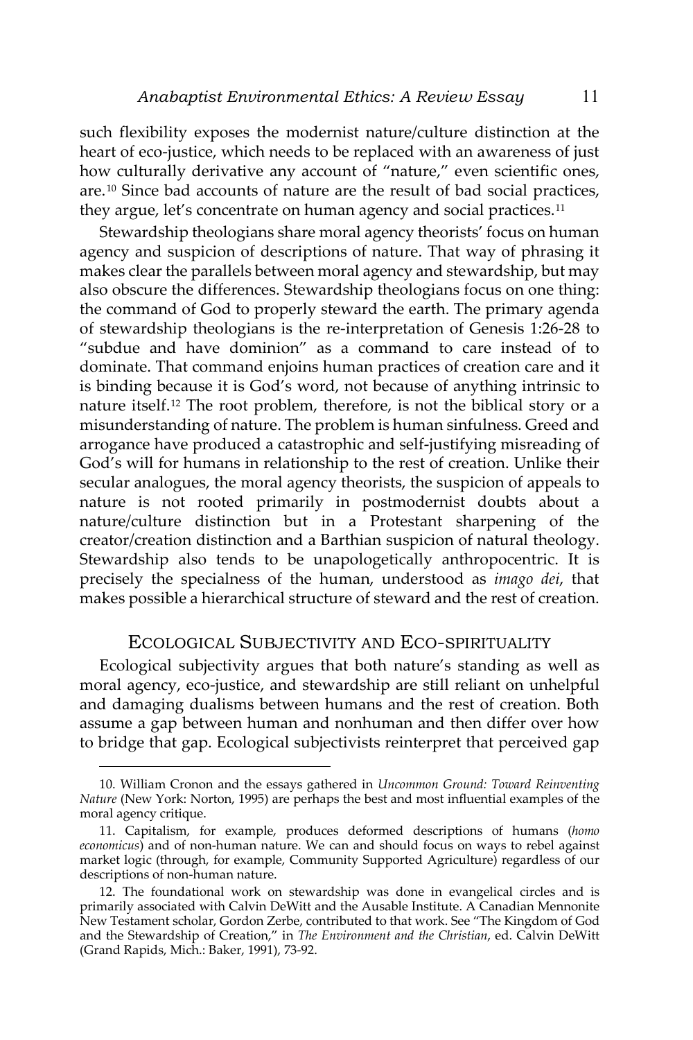such flexibility exposes the modernist nature/culture distinction at the heart of eco-justice, which needs to be replaced with an awareness of just how culturally derivative any account of "nature," even scientific ones, are.[10] Since bad accounts of nature are the result of bad social practices, they argue, let's concentrate on human agency and social practices.[11]

Stewardship theologians share moral agency theorists' focus on human agency and suspicion of descriptions of nature. That way of phrasing it makes clear the parallels between moral agency and stewardship, but may also obscure the differences. Stewardship theologians focus on one thing: the command of God to properly steward the earth. The primary agenda of stewardship theologians is the re-interpretation of Genesis 1:26-28 to "subdue and have dominion" as a command to care instead of to dominate. That command enjoins human practices of creation care and it is binding because it is God's word, not because of anything intrinsic to nature itself.[12] The root problem, therefore, is not the biblical story or a misunderstanding of nature. The problem is human sinfulness. Greed and arrogance have produced a catastrophic and self-justifying misreading of God's will for humans in relationship to the rest of creation. Unlike their secular analogues, the moral agency theorists, the suspicion of appeals to nature is not rooted primarily in postmodernist doubts about a nature/culture distinction but in a Protestant sharpening of the creator/creation distinction and a Barthian suspicion of natural theology. Stewardship also tends to be unapologetically anthropocentric. It is precisely the specialness of the human, understood as *imago dei*, that makes possible a hierarchical structure of steward and the rest of creation.

## Ecological Subjectivity and Eco-Spirituality

Ecological subjectivity argues that both nature's standing as well as moral agency, eco-justice, and stewardship are still reliant on unhelpful and damaging dualisms between humans and the rest of creation. Both assume a gap between human and nonhuman and then differ over how to bridge that gap. Ecological subjectivists reinterpret that perceived gap

---

10. William Cronon and the essays gathered in *Uncommon Ground: Toward Reinventing Nature* (New York: Norton, 1995) are perhaps the best and most influential examples of the moral agency critique.

11. Capitalism, for example, produces deformed descriptions of humans (*homo economicus*) and of non-human nature. We can and should focus on ways to rebel against market logic (through, for example, Community Supported Agriculture) regardless of our descriptions of non-human nature.

12. The foundational work on stewardship was done in evangelical circles and is primarily associated with Calvin DeWitt and the Ausable Institute. A Canadian Mennonite New Testament scholar, Gordon Zerbe, contributed to that work. See "The Kingdom of God and the Stewardship of Creation," in *The Environment and the Christian*, ed. Calvin DeWitt (Grand Rapids, Mich.: Baker, 1991), 73-92.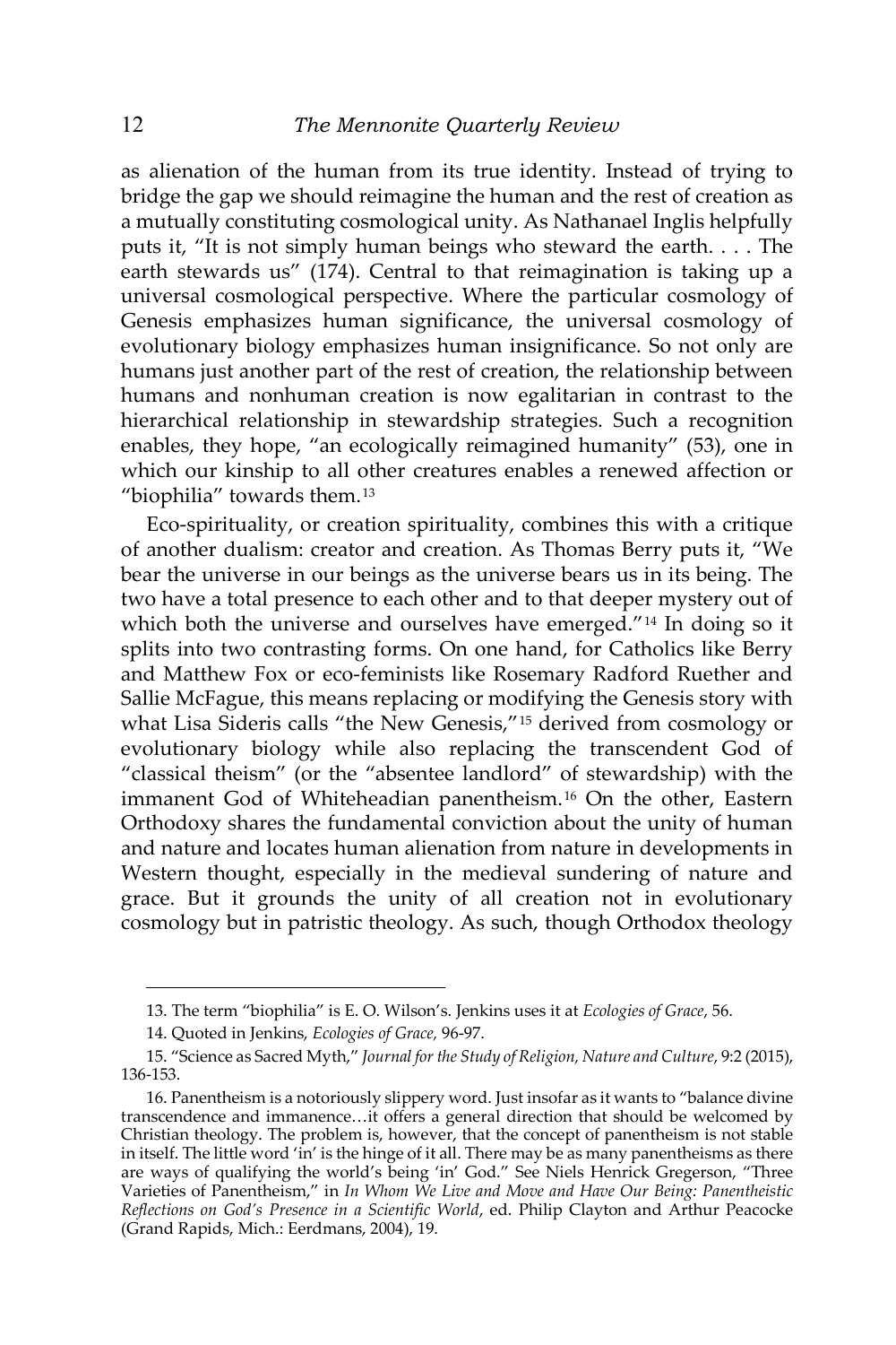as alienation of the human from its true identity. Instead of trying to bridge the gap we should reimagine the human and the rest of creation as a mutually constituting cosmological unity. As Nathanael Inglis helpfully puts it, "It is not simply human beings who steward the earth. . . . The earth stewards us" (174). Central to that reimagination is taking up a universal cosmological perspective. Where the particular cosmology of Genesis emphasizes human significance, the universal cosmology of evolutionary biology emphasizes human insignificance. So not only are humans just another part of the rest of creation, the relationship between humans and nonhuman creation is now egalitarian in contrast to the hierarchical relationship in stewardship strategies. Such a recognition enables, they hope, "an ecologically reimagined humanity" (53), one in which our kinship to all other creatures enables a renewed affection or "biophilia" towards them.[13]

Eco-spirituality, or creation spirituality, combines this with a critique of another dualism: creator and creation. As Thomas Berry puts it, "We bear the universe in our beings as the universe bears us in its being. The two have a total presence to each other and to that deeper mystery out of which both the universe and ourselves have emerged."[14] In doing so it splits into two contrasting forms. On one hand, for Catholics like Berry and Matthew Fox or eco-feminists like Rosemary Radford Ruether and Sallie McFague, this means replacing or modifying the Genesis story with what Lisa Sideris calls "the New Genesis,"[15] derived from cosmology or evolutionary biology while also replacing the transcendent God of "classical theism" (or the "absentee landlord" of stewardship) with the immanent God of Whiteheadian panentheism.[16] On the other, Eastern Orthodoxy shares the fundamental conviction about the unity of human and nature and locates human alienation from nature in developments in Western thought, especially in the medieval sundering of nature and grace. But it grounds the unity of all creation not in evolutionary cosmology but in patristic theology. As such, though Orthodox theology

---

13. The term "biophilia" is E. O. Wilson's. Jenkins uses it at *Ecologies of Grace*, 56.

14. Quoted in Jenkins, *Ecologies of Grace,* 96-97.

15. "Science as Sacred Myth," *Journal for the Study of Religion, Nature and Culture*, 9:2 (2015), 136-153.

16. Panentheism is a notoriously slippery word. Just insofar as it wants to "balance divine transcendence and immanence…it offers a general direction that should be welcomed by Christian theology. The problem is, however, that the concept of panentheism is not stable in itself. The little word 'in' is the hinge of it all. There may be as many panentheisms as there are ways of qualifying the world's being 'in' God." See Niels Henrick Gregerson, "Three Varieties of Panentheism," in *In Whom We Live and Move and Have Our Being: Panentheistic Reflections on God's Presence in a Scientific World*, ed. Philip Clayton and Arthur Peacocke (Grand Rapids, Mich.: Eerdmans, 2004), 19.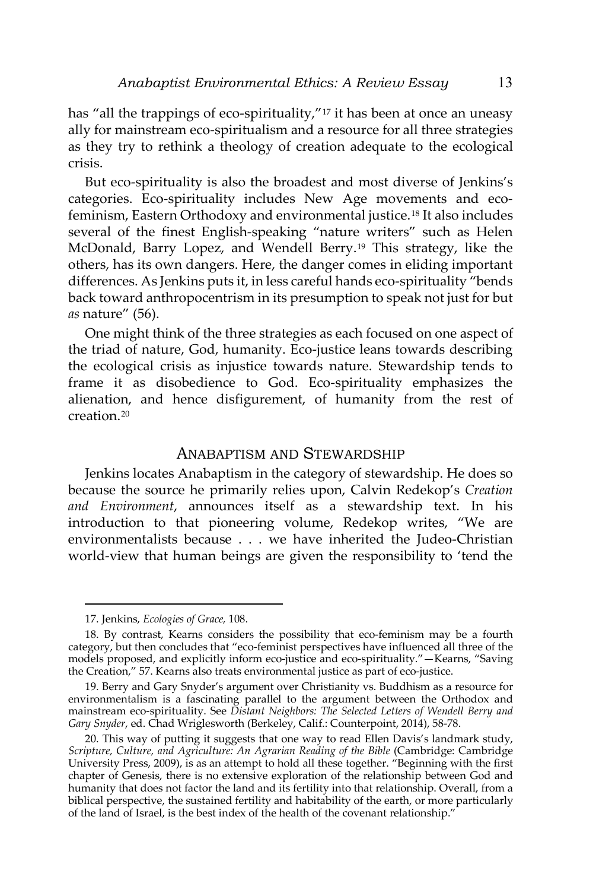has "all the trappings of eco-spirituality,"[17] it has been at once an uneasy ally for mainstream eco-spiritualism and a resource for all three strategies as they try to rethink a theology of creation adequate to the ecological crisis.

But eco-spirituality is also the broadest and most diverse of Jenkins's categories. Eco-spirituality includes New Age movements and eco-feminism, Eastern Orthodoxy and environmental justice.[18] It also includes several of the finest English-speaking "nature writers" such as Helen McDonald, Barry Lopez, and Wendell Berry.[19] This strategy, like the others, has its own dangers. Here, the danger comes in eliding important differences. As Jenkins puts it, in less careful hands eco-spirituality "bends back toward anthropocentrism in its presumption to speak not just for but *as* nature" (56).

One might think of the three strategies as each focused on one aspect of the triad of nature, God, humanity. Eco-justice leans towards describing the ecological crisis as injustice towards nature. Stewardship tends to frame it as disobedience to God. Eco-spirituality emphasizes the alienation, and hence disfigurement, of humanity from the rest of creation.[20]

## ANABAPTISM AND STEWARDSHIP

Jenkins locates Anabaptism in the category of stewardship. He does so because the source he primarily relies upon, Calvin Redekop's *Creation and Environment*, announces itself as a stewardship text. In his introduction to that pioneering volume, Redekop writes, "We are environmentalists because . . . we have inherited the Judeo-Christian world-view that human beings are given the responsibility to 'tend the

---

17. Jenkins, *Ecologies of Grace,* 108.

18. By contrast, Kearns considers the possibility that eco-feminism may be a fourth category, but then concludes that "eco-feminist perspectives have influenced all three of the models proposed, and explicitly inform eco-justice and eco-spirituality."—Kearns, "Saving the Creation," 57. Kearns also treats environmental justice as part of eco-justice.

19. Berry and Gary Snyder's argument over Christianity vs. Buddhism as a resource for environmentalism is a fascinating parallel to the argument between the Orthodox and mainstream eco-spirituality. See *Distant Neighbors: The Selected Letters of Wendell Berry and Gary Snyder*, ed. Chad Wriglesworth (Berkeley, Calif.: Counterpoint, 2014), 58-78.

20. This way of putting it suggests that one way to read Ellen Davis's landmark study, *Scripture, Culture, and Agriculture: An Agrarian Reading of the Bible* (Cambridge: Cambridge University Press, 2009), is as an attempt to hold all these together. "Beginning with the first chapter of Genesis, there is no extensive exploration of the relationship between God and humanity that does not factor the land and its fertility into that relationship. Overall, from a biblical perspective, the sustained fertility and habitability of the earth, or more particularly of the land of Israel, is the best index of the health of the covenant relationship."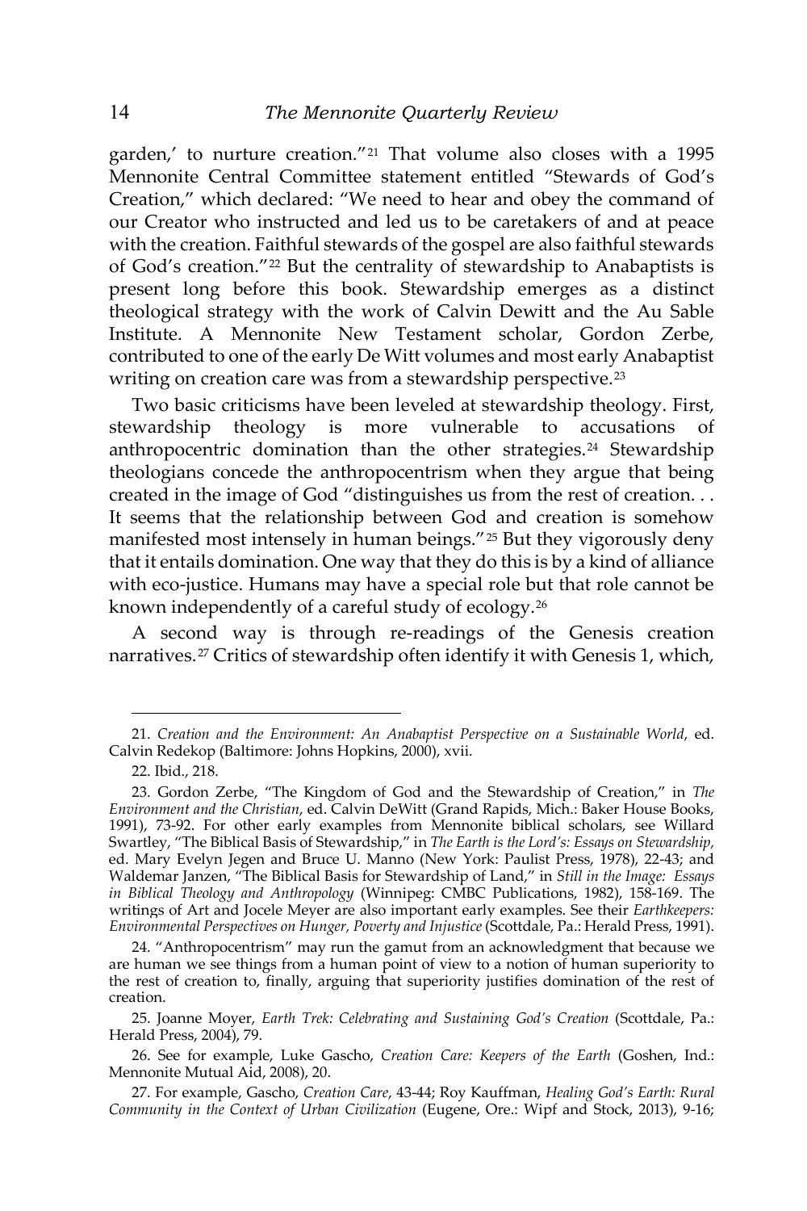garden,' to nurture creation."[21] That volume also closes with a 1995 Mennonite Central Committee statement entitled "Stewards of God's Creation," which declared: "We need to hear and obey the command of our Creator who instructed and led us to be caretakers of and at peace with the creation. Faithful stewards of the gospel are also faithful stewards of God's creation."[22] But the centrality of stewardship to Anabaptists is present long before this book. Stewardship emerges as a distinct theological strategy with the work of Calvin Dewitt and the Au Sable Institute. A Mennonite New Testament scholar, Gordon Zerbe, contributed to one of the early De Witt volumes and most early Anabaptist writing on creation care was from a stewardship perspective.[23]

Two basic criticisms have been leveled at stewardship theology. First, stewardship theology is more vulnerable to accusations of anthropocentric domination than the other strategies.[24] Stewardship theologians concede the anthropocentrism when they argue that being created in the image of God "distinguishes us from the rest of creation. . . It seems that the relationship between God and creation is somehow manifested most intensely in human beings."[25] But they vigorously deny that it entails domination. One way that they do this is by a kind of alliance with eco-justice. Humans may have a special role but that role cannot be known independently of a careful study of ecology.[26]

A second way is through re-readings of the Genesis creation narratives.[27] Critics of stewardship often identify it with Genesis 1, which,

---

21. *Creation and the Environment: An Anabaptist Perspective on a Sustainable World*, ed. Calvin Redekop (Baltimore: Johns Hopkins, 2000), xvii.

22. Ibid., 218.

23. Gordon Zerbe, "The Kingdom of God and the Stewardship of Creation," in *The Environment and the Christian*, ed. Calvin DeWitt (Grand Rapids, Mich.: Baker House Books, 1991), 73-92. For other early examples from Mennonite biblical scholars, see Willard Swartley, "The Biblical Basis of Stewardship," in *The Earth is the Lord's: Essays on Stewardship*, ed. Mary Evelyn Jegen and Bruce U. Manno (New York: Paulist Press, 1978), 22-43; and Waldemar Janzen, "The Biblical Basis for Stewardship of Land," in *Still in the Image: Essays in Biblical Theology and Anthropology* (Winnipeg: CMBC Publications, 1982), 158-169. The writings of Art and Jocele Meyer are also important early examples. See their *Earthkeepers: Environmental Perspectives on Hunger, Poverty and Injustice* (Scottdale, Pa.: Herald Press, 1991).

24. "Anthropocentrism" may run the gamut from an acknowledgment that because we are human we see things from a human point of view to a notion of human superiority to the rest of creation to, finally, arguing that superiority justifies domination of the rest of creation.

25. Joanne Moyer, *Earth Trek: Celebrating and Sustaining God's Creation* (Scottdale, Pa.: Herald Press, 2004), 79.

26. See for example, Luke Gascho, *Creation Care: Keepers of the Earth* (Goshen, Ind.: Mennonite Mutual Aid, 2008), 20.

27. For example, Gascho, *Creation Care*, 43-44; Roy Kauffman, *Healing God's Earth: Rural Community in the Context of Urban Civilization* (Eugene, Ore.: Wipf and Stock, 2013), 9-16;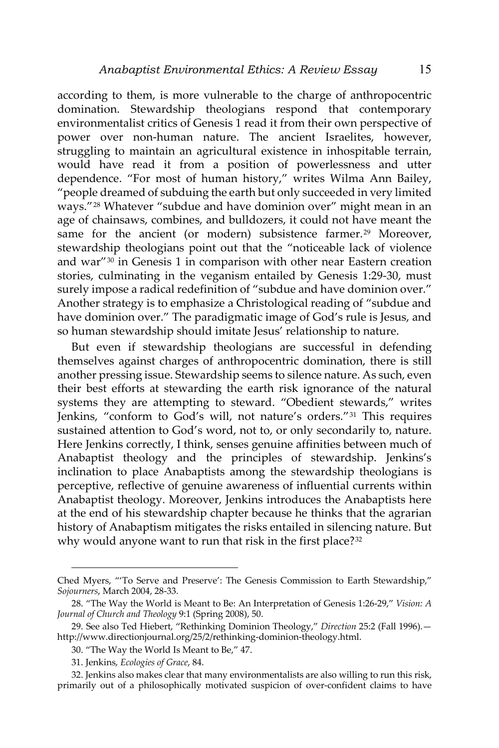according to them, is more vulnerable to the charge of anthropocentric domination. Stewardship theologians respond that contemporary environmentalist critics of Genesis 1 read it from their own perspective of power over non-human nature. The ancient Israelites, however, struggling to maintain an agricultural existence in inhospitable terrain, would have read it from a position of powerlessness and utter dependence. "For most of human history," writes Wilma Ann Bailey, "people dreamed of subduing the earth but only succeeded in very limited ways."[28] Whatever "subdue and have dominion over" might mean in an age of chainsaws, combines, and bulldozers, it could not have meant the same for the ancient (or modern) subsistence farmer.[29] Moreover, stewardship theologians point out that the "noticeable lack of violence and war"[30] in Genesis 1 in comparison with other near Eastern creation stories, culminating in the veganism entailed by Genesis 1:29-30, must surely impose a radical redefinition of "subdue and have dominion over." Another strategy is to emphasize a Christological reading of "subdue and have dominion over." The paradigmatic image of God's rule is Jesus, and so human stewardship should imitate Jesus' relationship to nature.

But even if stewardship theologians are successful in defending themselves against charges of anthropocentric domination, there is still another pressing issue. Stewardship seems to silence nature. As such, even their best efforts at stewarding the earth risk ignorance of the natural systems they are attempting to steward. "Obedient stewards," writes Jenkins, "conform to God's will, not nature's orders."[31] This requires sustained attention to God's word, not to, or only secondarily to, nature. Here Jenkins correctly, I think, senses genuine affinities between much of Anabaptist theology and the principles of stewardship. Jenkins's inclination to place Anabaptists among the stewardship theologians is perceptive, reflective of genuine awareness of influential currents within Anabaptist theology. Moreover, Jenkins introduces the Anabaptists here at the end of his stewardship chapter because he thinks that the agrarian history of Anabaptism mitigates the risks entailed in silencing nature. But why would anyone want to run that risk in the first place?[32]

---

Ched Myers, "'To Serve and Preserve': The Genesis Commission to Earth Stewardship," *Sojourners*, March 2004, 28-33.

28. "The Way the World is Meant to Be: An Interpretation of Genesis 1:26-29," *Vision: A Journal of Church and Theology* 9:1 (Spring 2008), 50.

29. See also Ted Hiebert, "Rethinking Dominion Theology," *Direction* 25:2 (Fall 1996).—http://www.directionjournal.org/25/2/rethinking-dominion-theology.html.

30. "The Way the World Is Meant to Be," 47.

31. Jenkins, *Ecologies of Grace*, 84.

32. Jenkins also makes clear that many environmentalists are also willing to run this risk, primarily out of a philosophically motivated suspicion of over-confident claims to have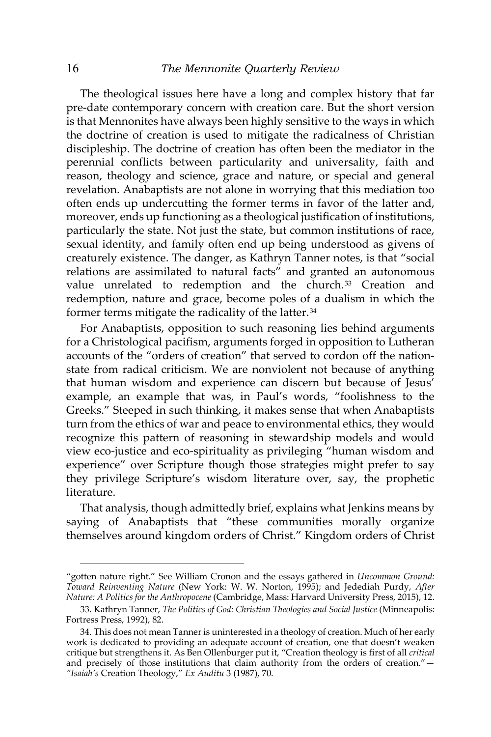The theological issues here have a long and complex history that far pre-date contemporary concern with creation care. But the short version is that Mennonites have always been highly sensitive to the ways in which the doctrine of creation is used to mitigate the radicalness of Christian discipleship. The doctrine of creation has often been the mediator in the perennial conflicts between particularity and universality, faith and reason, theology and science, grace and nature, or special and general revelation. Anabaptists are not alone in worrying that this mediation too often ends up undercutting the former terms in favor of the latter and, moreover, ends up functioning as a theological justification of institutions, particularly the state. Not just the state, but common institutions of race, sexual identity, and family often end up being understood as givens of creaturely existence. The danger, as Kathryn Tanner notes, is that "social relations are assimilated to natural facts" and granted an autonomous value unrelated to redemption and the church.[33] Creation and redemption, nature and grace, become poles of a dualism in which the former terms mitigate the radicality of the latter.[34]

For Anabaptists, opposition to such reasoning lies behind arguments for a Christological pacifism, arguments forged in opposition to Lutheran accounts of the "orders of creation" that served to cordon off the nation-state from radical criticism. We are nonviolent not because of anything that human wisdom and experience can discern but because of Jesus' example, an example that was, in Paul's words, "foolishness to the Greeks." Steeped in such thinking, it makes sense that when Anabaptists turn from the ethics of war and peace to environmental ethics, they would recognize this pattern of reasoning in stewardship models and would view eco-justice and eco-spirituality as privileging "human wisdom and experience" over Scripture though those strategies might prefer to say they privilege Scripture's wisdom literature over, say, the prophetic literature.

That analysis, though admittedly brief, explains what Jenkins means by saying of Anabaptists that "these communities morally organize themselves around kingdom orders of Christ." Kingdom orders of Christ

---

"gotten nature right." See William Cronon and the essays gathered in *Uncommon Ground: Toward Reinventing Nature* (New York: W. W. Norton, 1995); and Jedediah Purdy, *After Nature: A Politics for the Anthropocene* (Cambridge, Mass: Harvard University Press, 2015), 12.

33. Kathryn Tanner, *The Politics of God: Christian Theologies and Social Justice* (Minneapolis: Fortress Press, 1992), 82.

34. This does not mean Tanner is uninterested in a theology of creation. Much of her early work is dedicated to providing an adequate account of creation, one that doesn't weaken critique but strengthens it. As Ben Ollenburger put it, "Creation theology is first of all *critical* and precisely of those institutions that claim authority from the orders of creation."—*"Isaiah's* Creation Theology," *Ex Auditu* 3 (1987), 70.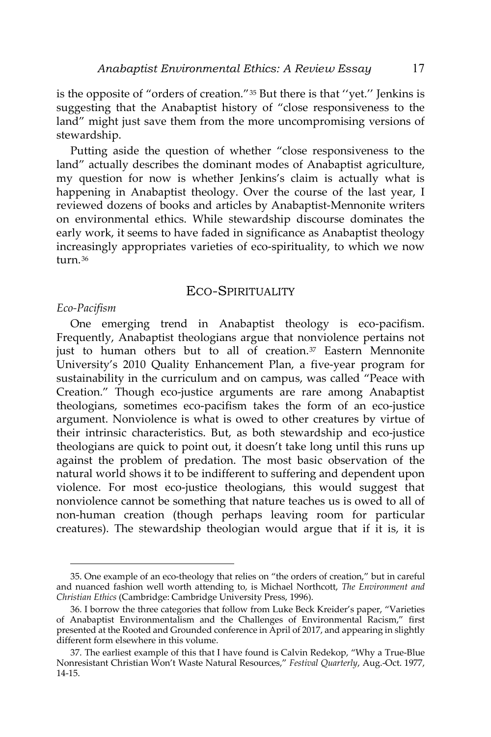is the opposite of "orders of creation."[35] But there is that ''yet.'' Jenkins is suggesting that the Anabaptist history of "close responsiveness to the land" might just save them from the more uncompromising versions of stewardship.

Putting aside the question of whether "close responsiveness to the land" actually describes the dominant modes of Anabaptist agriculture, my question for now is whether Jenkins's claim is actually what is happening in Anabaptist theology. Over the course of the last year, I reviewed dozens of books and articles by Anabaptist-Mennonite writers on environmental ethics. While stewardship discourse dominates the early work, it seems to have faded in significance as Anabaptist theology increasingly appropriates varieties of eco-spirituality, to which we now turn.[36]

## ECO-SPIRITUALITY

### *Eco-Pacifism*

One emerging trend in Anabaptist theology is eco-pacifism. Frequently, Anabaptist theologians argue that nonviolence pertains not just to human others but to all of creation.[37] Eastern Mennonite University's 2010 Quality Enhancement Plan, a five-year program for sustainability in the curriculum and on campus, was called "Peace with Creation." Though eco-justice arguments are rare among Anabaptist theologians, sometimes eco-pacifism takes the form of an eco-justice argument. Nonviolence is what is owed to other creatures by virtue of their intrinsic characteristics. But, as both stewardship and eco-justice theologians are quick to point out, it doesn't take long until this runs up against the problem of predation. The most basic observation of the natural world shows it to be indifferent to suffering and dependent upon violence. For most eco-justice theologians, this would suggest that nonviolence cannot be something that nature teaches us is owed to all of non-human creation (though perhaps leaving room for particular creatures). The stewardship theologian would argue that if it is, it is

---

35. One example of an eco-theology that relies on "the orders of creation," but in careful and nuanced fashion well worth attending to, is Michael Northcott, *The Environment and Christian Ethics* (Cambridge: Cambridge University Press, 1996).

36. I borrow the three categories that follow from Luke Beck Kreider's paper, "Varieties of Anabaptist Environmentalism and the Challenges of Environmental Racism," first presented at the Rooted and Grounded conference in April of 2017, and appearing in slightly different form elsewhere in this volume.

37. The earliest example of this that I have found is Calvin Redekop, "Why a True-Blue Nonresistant Christian Won't Waste Natural Resources," *Festival Quarterly*, Aug.-Oct. 1977, 14-15.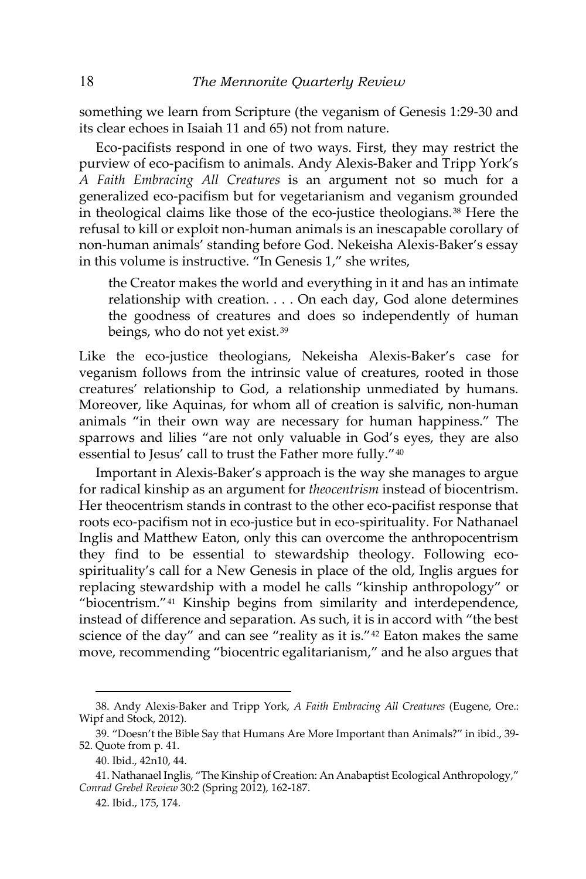something we learn from Scripture (the veganism of Genesis 1:29-30 and its clear echoes in Isaiah 11 and 65) not from nature.

Eco-pacifists respond in one of two ways. First, they may restrict the purview of eco-pacifism to animals. Andy Alexis-Baker and Tripp York's *A Faith Embracing All Creatures* is an argument not so much for a generalized eco-pacifism but for vegetarianism and veganism grounded in theological claims like those of the eco-justice theologians.[38] Here the refusal to kill or exploit non-human animals is an inescapable corollary of non-human animals' standing before God. Nekeisha Alexis-Baker's essay in this volume is instructive. "In Genesis 1," she writes,

> the Creator makes the world and everything in it and has an intimate relationship with creation. . . . On each day, God alone determines the goodness of creatures and does so independently of human beings, who do not yet exist.[39]

Like the eco-justice theologians, Nekeisha Alexis-Baker's case for veganism follows from the intrinsic value of creatures, rooted in those creatures' relationship to God, a relationship unmediated by humans. Moreover, like Aquinas, for whom all of creation is salvific, non-human animals "in their own way are necessary for human happiness." The sparrows and lilies "are not only valuable in God's eyes, they are also essential to Jesus' call to trust the Father more fully."[40]

Important in Alexis-Baker's approach is the way she manages to argue for radical kinship as an argument for *theocentrism* instead of biocentrism. Her theocentrism stands in contrast to the other eco-pacifist response that roots eco-pacifism not in eco-justice but in eco-spirituality. For Nathanael Inglis and Matthew Eaton, only this can overcome the anthropocentrism they find to be essential to stewardship theology. Following eco-spirituality's call for a New Genesis in place of the old, Inglis argues for replacing stewardship with a model he calls "kinship anthropology" or "biocentrism."[41] Kinship begins from similarity and interdependence, instead of difference and separation. As such, it is in accord with "the best science of the day" and can see "reality as it is."[42] Eaton makes the same move, recommending "biocentric egalitarianism," and he also argues that

---

38. Andy Alexis-Baker and Tripp York, *A Faith Embracing All Creatures* (Eugene, Ore.: Wipf and Stock, 2012).

39. "Doesn't the Bible Say that Humans Are More Important than Animals?" in ibid., 39-52. Quote from p. 41.

40. Ibid., 42n10, 44.

41. Nathanael Inglis, "The Kinship of Creation: An Anabaptist Ecological Anthropology," *Conrad Grebel Review* 30:2 (Spring 2012), 162-187.

42. Ibid., 175, 174.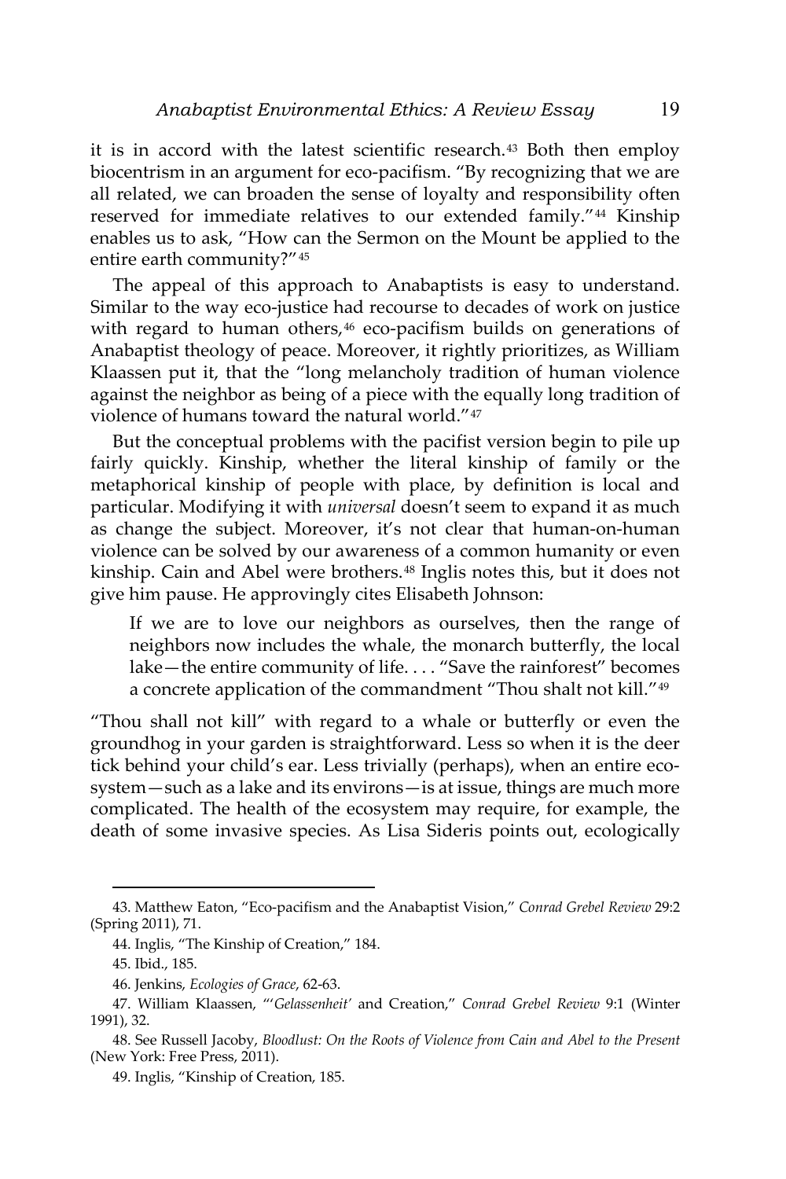it is in accord with the latest scientific research.[43] Both then employ biocentrism in an argument for eco-pacifism. "By recognizing that we are all related, we can broaden the sense of loyalty and responsibility often reserved for immediate relatives to our extended family."[44] Kinship enables us to ask, "How can the Sermon on the Mount be applied to the entire earth community?"[45]

The appeal of this approach to Anabaptists is easy to understand. Similar to the way eco-justice had recourse to decades of work on justice with regard to human others,[46] eco-pacifism builds on generations of Anabaptist theology of peace. Moreover, it rightly prioritizes, as William Klaassen put it, that the "long melancholy tradition of human violence against the neighbor as being of a piece with the equally long tradition of violence of humans toward the natural world."[47]

But the conceptual problems with the pacifist version begin to pile up fairly quickly. Kinship, whether the literal kinship of family or the metaphorical kinship of people with place, by definition is local and particular. Modifying it with *universal* doesn't seem to expand it as much as change the subject. Moreover, it's not clear that human-on-human violence can be solved by our awareness of a common humanity or even kinship. Cain and Abel were brothers.[48] Inglis notes this, but it does not give him pause. He approvingly cites Elisabeth Johnson:

> If we are to love our neighbors as ourselves, then the range of neighbors now includes the whale, the monarch butterfly, the local lake—the entire community of life. . . . "Save the rainforest" becomes a concrete application of the commandment "Thou shalt not kill."[49]

"Thou shall not kill" with regard to a whale or butterfly or even the groundhog in your garden is straightforward. Less so when it is the deer tick behind your child's ear. Less trivially (perhaps), when an entire ecosystem—such as a lake and its environs—is at issue, things are much more complicated. The health of the ecosystem may require, for example, the death of some invasive species. As Lisa Sideris points out, ecologically

---

43. Matthew Eaton, "Eco-pacifism and the Anabaptist Vision," *Conrad Grebel Review* 29:2 (Spring 2011), 71.

44. Inglis, "The Kinship of Creation," 184.

45. Ibid., 185.

46. Jenkins, *Ecologies of Grace*, 62-63.

47. William Klaassen, "'*Gelassenheit*' and Creation," *Conrad Grebel Review* 9:1 (Winter 1991), 32.

48. See Russell Jacoby, *Bloodlust: On the Roots of Violence from Cain and Abel to the Present* (New York: Free Press, 2011).

49. Inglis, "Kinship of Creation, 185.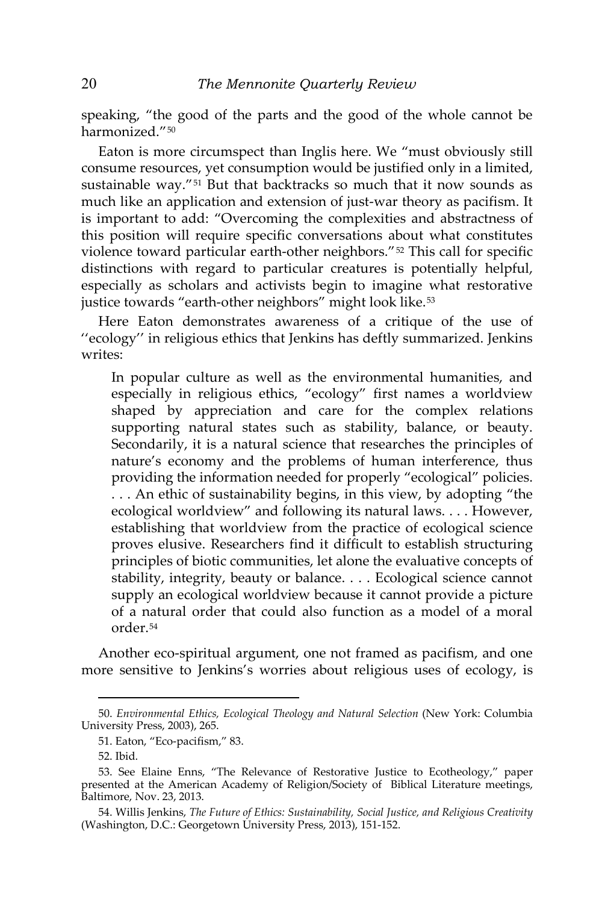speaking, "the good of the parts and the good of the whole cannot be harmonized."[50]

Eaton is more circumspect than Inglis here. We "must obviously still consume resources, yet consumption would be justified only in a limited, sustainable way."[51] But that backtracks so much that it now sounds as much like an application and extension of just-war theory as pacifism. It is important to add: "Overcoming the complexities and abstractness of this position will require specific conversations about what constitutes violence toward particular earth-other neighbors."[52] This call for specific distinctions with regard to particular creatures is potentially helpful, especially as scholars and activists begin to imagine what restorative justice towards "earth-other neighbors" might look like.[53]

Here Eaton demonstrates awareness of a critique of the use of ''ecology'' in religious ethics that Jenkins has deftly summarized. Jenkins writes:

> In popular culture as well as the environmental humanities, and especially in religious ethics, "ecology" first names a worldview shaped by appreciation and care for the complex relations supporting natural states such as stability, balance, or beauty. Secondarily, it is a natural science that researches the principles of nature's economy and the problems of human interference, thus providing the information needed for properly "ecological" policies. . . . An ethic of sustainability begins, in this view, by adopting "the ecological worldview" and following its natural laws. . . . However, establishing that worldview from the practice of ecological science proves elusive. Researchers find it difficult to establish structuring principles of biotic communities, let alone the evaluative concepts of stability, integrity, beauty or balance. . . . Ecological science cannot supply an ecological worldview because it cannot provide a picture of a natural order that could also function as a model of a moral order.[54]

Another eco-spiritual argument, one not framed as pacifism, and one more sensitive to Jenkins's worries about religious uses of ecology, is

---

50. *Environmental Ethics, Ecological Theology and Natural Selection* (New York: Columbia University Press, 2003), 265.

51. Eaton, "Eco-pacifism," 83.

52. Ibid.

53. See Elaine Enns, "The Relevance of Restorative Justice to Ecotheology," paper presented at the American Academy of Religion/Society of Biblical Literature meetings, Baltimore, Nov. 23, 2013.

54. Willis Jenkins, *The Future of Ethics: Sustainability, Social Justice, and Religious Creativity* (Washington, D.C.: Georgetown University Press, 2013), 151-152.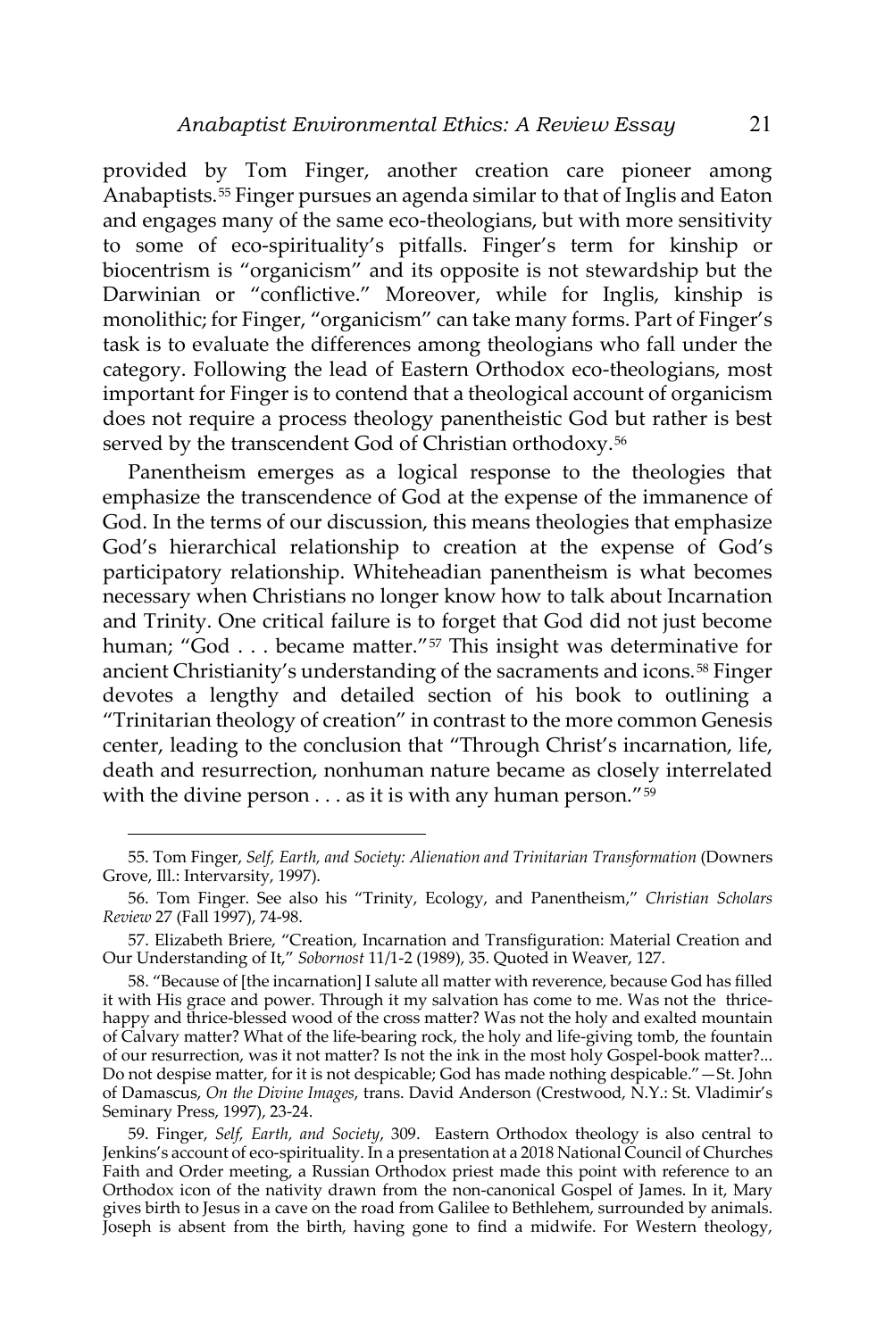provided by Tom Finger, another creation care pioneer among Anabaptists.[55] Finger pursues an agenda similar to that of Inglis and Eaton and engages many of the same eco-theologians, but with more sensitivity to some of eco-spirituality's pitfalls. Finger's term for kinship or biocentrism is "organicism" and its opposite is not stewardship but the Darwinian or "conflictive." Moreover, while for Inglis, kinship is monolithic; for Finger, "organicism" can take many forms. Part of Finger's task is to evaluate the differences among theologians who fall under the category. Following the lead of Eastern Orthodox eco-theologians, most important for Finger is to contend that a theological account of organicism does not require a process theology panentheistic God but rather is best served by the transcendent God of Christian orthodoxy.[56]

Panentheism emerges as a logical response to the theologies that emphasize the transcendence of God at the expense of the immanence of God. In the terms of our discussion, this means theologies that emphasize God's hierarchical relationship to creation at the expense of God's participatory relationship. Whiteheadian panentheism is what becomes necessary when Christians no longer know how to talk about Incarnation and Trinity. One critical failure is to forget that God did not just become human; "God . . . became matter."[57] This insight was determinative for ancient Christianity's understanding of the sacraments and icons.[58] Finger devotes a lengthy and detailed section of his book to outlining a "Trinitarian theology of creation" in contrast to the more common Genesis center, leading to the conclusion that "Through Christ's incarnation, life, death and resurrection, nonhuman nature became as closely interrelated with the divine person . . . as it is with any human person."[59]

---

55. Tom Finger, *Self, Earth, and Society: Alienation and Trinitarian Transformation* (Downers Grove, Ill.: Intervarsity, 1997).

56. Tom Finger. See also his "Trinity, Ecology, and Panentheism," *Christian Scholars Review* 27 (Fall 1997), 74-98.

57. Elizabeth Briere, "Creation, Incarnation and Transfiguration: Material Creation and Our Understanding of It," *Sobornost* 11/1-2 (1989), 35. Quoted in Weaver, 127.

58. "Because of [the incarnation] I salute all matter with reverence, because God has filled it with His grace and power. Through it my salvation has come to me. Was not the thrice-happy and thrice-blessed wood of the cross matter? Was not the holy and exalted mountain of Calvary matter? What of the life-bearing rock, the holy and life-giving tomb, the fountain of our resurrection, was it not matter? Is not the ink in the most holy Gospel-book matter?... Do not despise matter, for it is not despicable; God has made nothing despicable."—St. John of Damascus, *On the Divine Images*, trans. David Anderson (Crestwood, N.Y.: St. Vladimir's Seminary Press, 1997), 23-24.

59. Finger, *Self, Earth, and Society*, 309. Eastern Orthodox theology is also central to Jenkins's account of eco-spirituality. In a presentation at a 2018 National Council of Churches Faith and Order meeting, a Russian Orthodox priest made this point with reference to an Orthodox icon of the nativity drawn from the non-canonical Gospel of James. In it, Mary gives birth to Jesus in a cave on the road from Galilee to Bethlehem, surrounded by animals. Joseph is absent from the birth, having gone to find a midwife. For Western theology,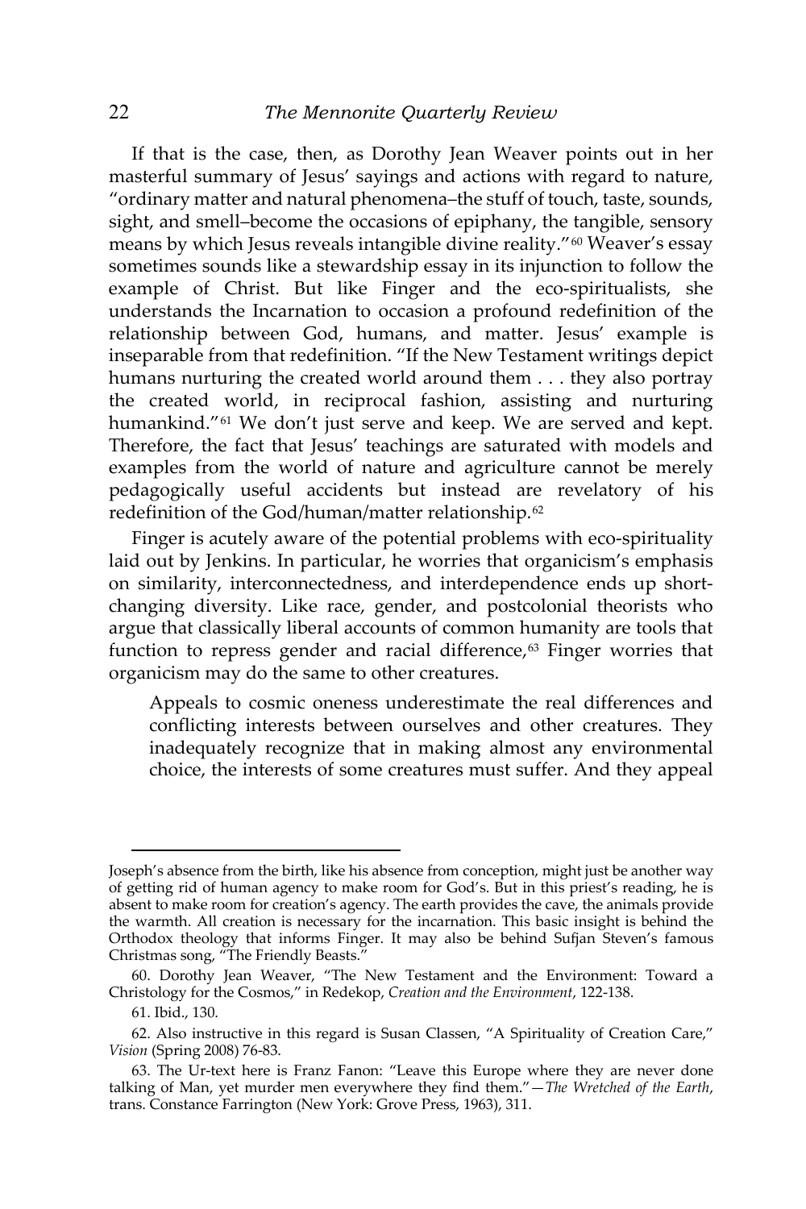If that is the case, then, as Dorothy Jean Weaver points out in her masterful summary of Jesus' sayings and actions with regard to nature, "ordinary matter and natural phenomena–the stuff of touch, taste, sounds, sight, and smell–become the occasions of epiphany, the tangible, sensory means by which Jesus reveals intangible divine reality."[60] Weaver's essay sometimes sounds like a stewardship essay in its injunction to follow the example of Christ. But like Finger and the eco-spiritualists, she understands the Incarnation to occasion a profound redefinition of the relationship between God, humans, and matter. Jesus' example is inseparable from that redefinition. "If the New Testament writings depict humans nurturing the created world around them . . . they also portray the created world, in reciprocal fashion, assisting and nurturing humankind."[61] We don't just serve and keep. We are served and kept. Therefore, the fact that Jesus' teachings are saturated with models and examples from the world of nature and agriculture cannot be merely pedagogically useful accidents but instead are revelatory of his redefinition of the God/human/matter relationship.[62]

Finger is acutely aware of the potential problems with eco-spirituality laid out by Jenkins. In particular, he worries that organicism's emphasis on similarity, interconnectedness, and interdependence ends up short-changing diversity. Like race, gender, and postcolonial theorists who argue that classically liberal accounts of common humanity are tools that function to repress gender and racial difference,[63] Finger worries that organicism may do the same to other creatures.

> Appeals to cosmic oneness underestimate the real differences and conflicting interests between ourselves and other creatures. They inadequately recognize that in making almost any environmental choice, the interests of some creatures must suffer. And they appeal

---

Joseph's absence from the birth, like his absence from conception, might just be another way of getting rid of human agency to make room for God's. But in this priest's reading, he is absent to make room for creation's agency. The earth provides the cave, the animals provide the warmth. All creation is necessary for the incarnation. This basic insight is behind the Orthodox theology that informs Finger. It may also be behind Sufjan Steven's famous Christmas song, "The Friendly Beasts."

60. Dorothy Jean Weaver, "The New Testament and the Environment: Toward a Christology for the Cosmos," in Redekop, *Creation and the Environment*, 122-138.

61. Ibid., 130.

62. Also instructive in this regard is Susan Classen, "A Spirituality of Creation Care," *Vision* (Spring 2008) 76-83.

63. The Ur-text here is Franz Fanon: "Leave this Europe where they are never done talking of Man, yet murder men everywhere they find them."—*The Wretched of the Earth*, trans. Constance Farrington (New York: Grove Press, 1963), 311.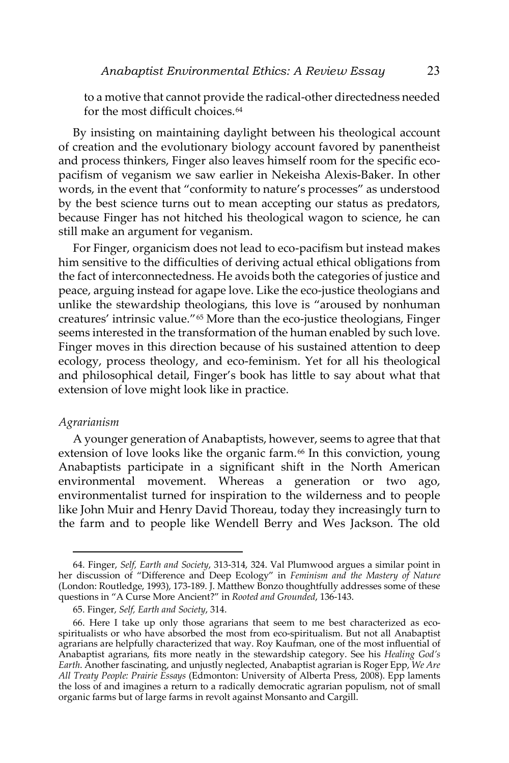to a motive that cannot provide the radical-other directedness needed for the most difficult choices.[64]

By insisting on maintaining daylight between his theological account of creation and the evolutionary biology account favored by panentheist and process thinkers, Finger also leaves himself room for the specific eco-pacifism of veganism we saw earlier in Nekeisha Alexis-Baker. In other words, in the event that "conformity to nature's processes" as understood by the best science turns out to mean accepting our status as predators, because Finger has not hitched his theological wagon to science, he can still make an argument for veganism.

For Finger, organicism does not lead to eco-pacifism but instead makes him sensitive to the difficulties of deriving actual ethical obligations from the fact of interconnectedness. He avoids both the categories of justice and peace, arguing instead for agape love. Like the eco-justice theologians and unlike the stewardship theologians, this love is "aroused by nonhuman creatures' intrinsic value."[65] More than the eco-justice theologians, Finger seems interested in the transformation of the human enabled by such love. Finger moves in this direction because of his sustained attention to deep ecology, process theology, and eco-feminism. Yet for all his theological and philosophical detail, Finger's book has little to say about what that extension of love might look like in practice.

*Agrarianism*

A younger generation of Anabaptists, however, seems to agree that that extension of love looks like the organic farm.[66] In this conviction, young Anabaptists participate in a significant shift in the North American environmental movement. Whereas a generation or two ago, environmentalist turned for inspiration to the wilderness and to people like John Muir and Henry David Thoreau, today they increasingly turn to the farm and to people like Wendell Berry and Wes Jackson. The old

---

64. Finger, *Self, Earth and Society*, 313-314, 324. Val Plumwood argues a similar point in her discussion of "Difference and Deep Ecology" in *Feminism and the Mastery of Nature* (London: Routledge, 1993), 173-189. J. Matthew Bonzo thoughtfully addresses some of these questions in "A Curse More Ancient?" in *Rooted and Grounded*, 136-143.

65. Finger, *Self, Earth and Society*, 314.

66. Here I take up only those agrarians that seem to me best characterized as eco-spiritualists or who have absorbed the most from eco-spiritualism. But not all Anabaptist agrarians are helpfully characterized that way. Roy Kaufman, one of the most influential of Anabaptist agrarians, fits more neatly in the stewardship category. See his *Healing God's Earth*. Another fascinating, and unjustly neglected, Anabaptist agrarian is Roger Epp, *We Are All Treaty People: Prairie Essays* (Edmonton: University of Alberta Press, 2008). Epp laments the loss of and imagines a return to a radically democratic agrarian populism, not of small organic farms but of large farms in revolt against Monsanto and Cargill.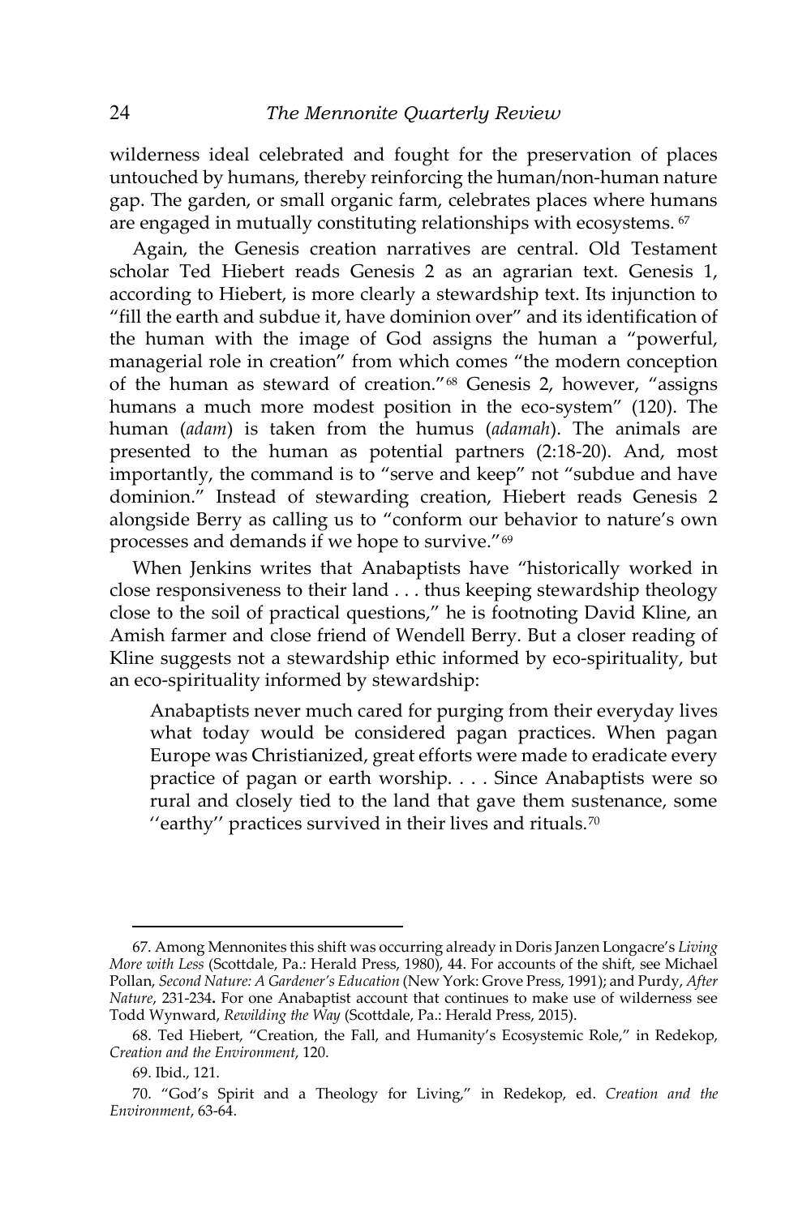wilderness ideal celebrated and fought for the preservation of places untouched by humans, thereby reinforcing the human/non-human nature gap. The garden, or small organic farm, celebrates places where humans are engaged in mutually constituting relationships with ecosystems. [67]

Again, the Genesis creation narratives are central. Old Testament scholar Ted Hiebert reads Genesis 2 as an agrarian text. Genesis 1, according to Hiebert, is more clearly a stewardship text. Its injunction to "fill the earth and subdue it, have dominion over" and its identification of the human with the image of God assigns the human a "powerful, managerial role in creation" from which comes "the modern conception of the human as steward of creation."[68] Genesis 2, however, "assigns humans a much more modest position in the eco-system" (120). The human (*adam*) is taken from the humus (*adamah*). The animals are presented to the human as potential partners (2:18-20). And, most importantly, the command is to "serve and keep" not "subdue and have dominion." Instead of stewarding creation, Hiebert reads Genesis 2 alongside Berry as calling us to "conform our behavior to nature's own processes and demands if we hope to survive."[69]

When Jenkins writes that Anabaptists have "historically worked in close responsiveness to their land . . . thus keeping stewardship theology close to the soil of practical questions," he is footnoting David Kline, an Amish farmer and close friend of Wendell Berry. But a closer reading of Kline suggests not a stewardship ethic informed by eco-spirituality, but an eco-spirituality informed by stewardship:

> Anabaptists never much cared for purging from their everyday lives what today would be considered pagan practices. When pagan Europe was Christianized, great efforts were made to eradicate every practice of pagan or earth worship. . . . Since Anabaptists were so rural and closely tied to the land that gave them sustenance, some ''earthy'' practices survived in their lives and rituals.[70]

---

67. Among Mennonites this shift was occurring already in Doris Janzen Longacre's *Living More with Less* (Scottdale, Pa.: Herald Press, 1980), 44. For accounts of the shift, see Michael Pollan, *Second Nature: A Gardener's Education* (New York: Grove Press, 1991); and Purdy, *After Nature*, 231-234**.** For one Anabaptist account that continues to make use of wilderness see Todd Wynward, *Rewilding the Way* (Scottdale, Pa.: Herald Press, 2015).

68. Ted Hiebert, "Creation, the Fall, and Humanity's Ecosystemic Role," in Redekop, *Creation and the Environment*, 120.

69. Ibid., 121.

70. "God's Spirit and a Theology for Living," in Redekop, ed. *Creation and the Environment*, 63-64.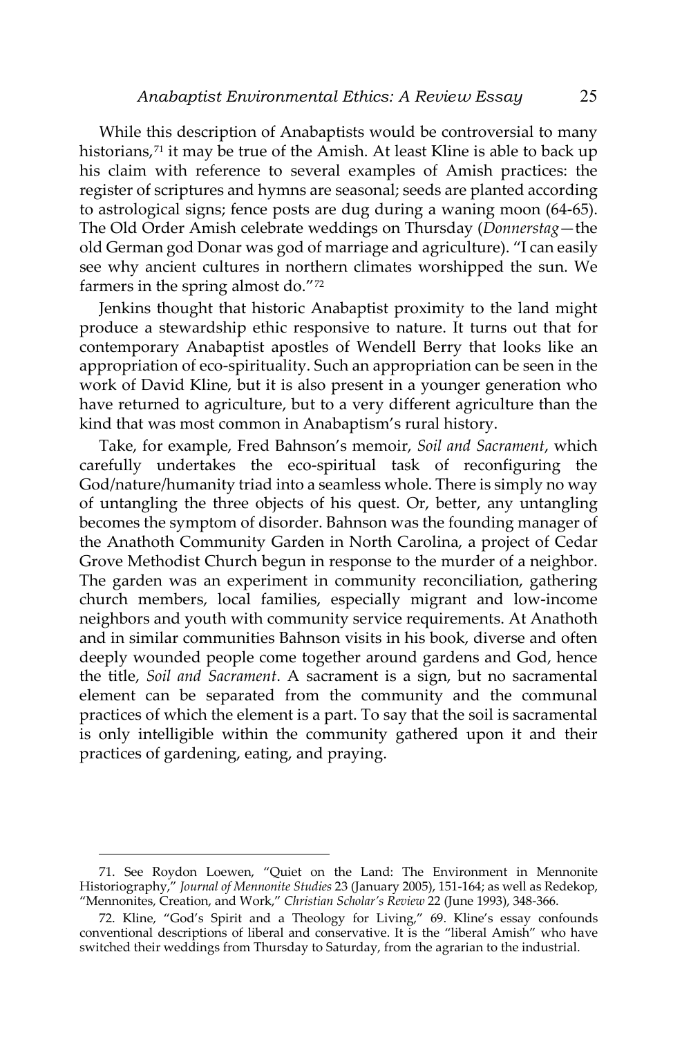While this description of Anabaptists would be controversial to many historians,[71] it may be true of the Amish. At least Kline is able to back up his claim with reference to several examples of Amish practices: the register of scriptures and hymns are seasonal; seeds are planted according to astrological signs; fence posts are dug during a waning moon (64-65). The Old Order Amish celebrate weddings on Thursday (*Donnerstag*—the old German god Donar was god of marriage and agriculture). "I can easily see why ancient cultures in northern climates worshipped the sun. We farmers in the spring almost do."[72]

Jenkins thought that historic Anabaptist proximity to the land might produce a stewardship ethic responsive to nature. It turns out that for contemporary Anabaptist apostles of Wendell Berry that looks like an appropriation of eco-spirituality. Such an appropriation can be seen in the work of David Kline, but it is also present in a younger generation who have returned to agriculture, but to a very different agriculture than the kind that was most common in Anabaptism's rural history.

Take, for example, Fred Bahnson's memoir, *Soil and Sacrament*, which carefully undertakes the eco-spiritual task of reconfiguring the God/nature/humanity triad into a seamless whole. There is simply no way of untangling the three objects of his quest. Or, better, any untangling becomes the symptom of disorder. Bahnson was the founding manager of the Anathoth Community Garden in North Carolina, a project of Cedar Grove Methodist Church begun in response to the murder of a neighbor. The garden was an experiment in community reconciliation, gathering church members, local families, especially migrant and low-income neighbors and youth with community service requirements. At Anathoth and in similar communities Bahnson visits in his book, diverse and often deeply wounded people come together around gardens and God, hence the title, *Soil and Sacrament*. A sacrament is a sign, but no sacramental element can be separated from the community and the communal practices of which the element is a part. To say that the soil is sacramental is only intelligible within the community gathered upon it and their practices of gardening, eating, and praying.

---

71. See Roydon Loewen, "Quiet on the Land: The Environment in Mennonite Historiography," *Journal of Mennonite Studies* 23 (January 2005), 151-164; as well as Redekop, "Mennonites, Creation, and Work," *Christian Scholar's Review* 22 (June 1993), 348-366.

72. Kline, "God's Spirit and a Theology for Living," 69. Kline's essay confounds conventional descriptions of liberal and conservative. It is the "liberal Amish" who have switched their weddings from Thursday to Saturday, from the agrarian to the industrial.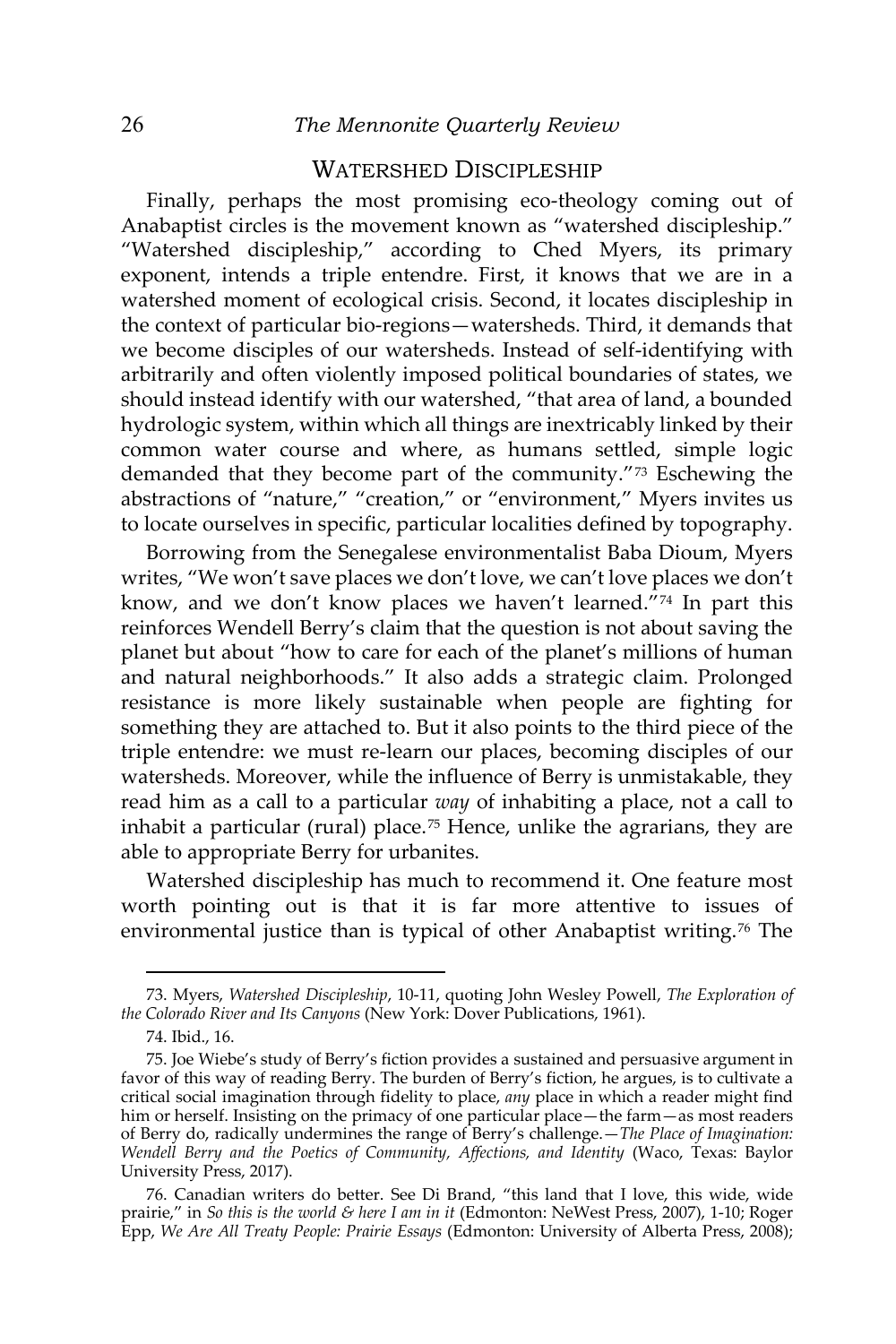## Watershed Discipleship

Finally, perhaps the most promising eco-theology coming out of Anabaptist circles is the movement known as "watershed discipleship." "Watershed discipleship," according to Ched Myers, its primary exponent, intends a triple entendre. First, it knows that we are in a watershed moment of ecological crisis. Second, it locates discipleship in the context of particular bio-regions—watersheds. Third, it demands that we become disciples of our watersheds. Instead of self-identifying with arbitrarily and often violently imposed political boundaries of states, we should instead identify with our watershed, "that area of land, a bounded hydrologic system, within which all things are inextricably linked by their common water course and where, as humans settled, simple logic demanded that they become part of the community."[73] Eschewing the abstractions of "nature," "creation," or "environment," Myers invites us to locate ourselves in specific, particular localities defined by topography.

Borrowing from the Senegalese environmentalist Baba Dioum, Myers writes, "We won't save places we don't love, we can't love places we don't know, and we don't know places we haven't learned."[74] In part this reinforces Wendell Berry's claim that the question is not about saving the planet but about "how to care for each of the planet's millions of human and natural neighborhoods." It also adds a strategic claim. Prolonged resistance is more likely sustainable when people are fighting for something they are attached to. But it also points to the third piece of the triple entendre: we must re-learn our places, becoming disciples of our watersheds. Moreover, while the influence of Berry is unmistakable, they read him as a call to a particular *way* of inhabiting a place, not a call to inhabit a particular (rural) place.[75] Hence, unlike the agrarians, they are able to appropriate Berry for urbanites.

Watershed discipleship has much to recommend it. One feature most worth pointing out is that it is far more attentive to issues of environmental justice than is typical of other Anabaptist writing.[76] The

---

73. Myers, *Watershed Discipleship*, 10-11, quoting John Wesley Powell, *The Exploration of the Colorado River and Its Canyons* (New York: Dover Publications, 1961).

74. Ibid., 16.

75. Joe Wiebe's study of Berry's fiction provides a sustained and persuasive argument in favor of this way of reading Berry. The burden of Berry's fiction, he argues, is to cultivate a critical social imagination through fidelity to place, *any* place in which a reader might find him or herself. Insisting on the primacy of one particular place—the farm—as most readers of Berry do, radically undermines the range of Berry's challenge.—*The Place of Imagination: Wendell Berry and the Poetics of Community, Affections, and Identity* (Waco, Texas: Baylor University Press, 2017).

76. Canadian writers do better. See Di Brand, "this land that I love, this wide, wide prairie," in *So this is the world & here I am in it* (Edmonton: NeWest Press, 2007), 1-10; Roger Epp, *We Are All Treaty People: Prairie Essays* (Edmonton: University of Alberta Press, 2008);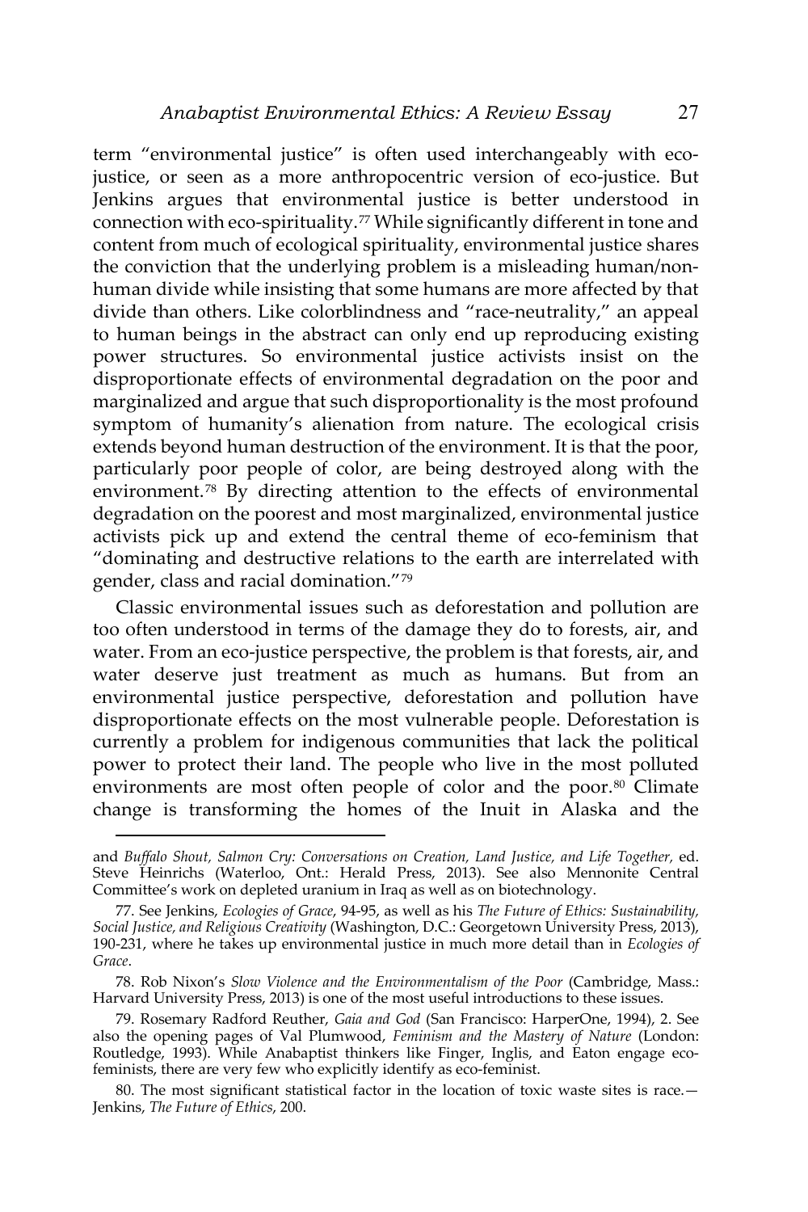term "environmental justice" is often used interchangeably with eco-justice, or seen as a more anthropocentric version of eco-justice. But Jenkins argues that environmental justice is better understood in connection with eco-spirituality.[77] While significantly different in tone and content from much of ecological spirituality, environmental justice shares the conviction that the underlying problem is a misleading human/non-human divide while insisting that some humans are more affected by that divide than others. Like colorblindness and "race-neutrality," an appeal to human beings in the abstract can only end up reproducing existing power structures. So environmental justice activists insist on the disproportionate effects of environmental degradation on the poor and marginalized and argue that such disproportionality is the most profound symptom of humanity's alienation from nature. The ecological crisis extends beyond human destruction of the environment. It is that the poor, particularly poor people of color, are being destroyed along with the environment.[78] By directing attention to the effects of environmental degradation on the poorest and most marginalized, environmental justice activists pick up and extend the central theme of eco-feminism that "dominating and destructive relations to the earth are interrelated with gender, class and racial domination."[79]

Classic environmental issues such as deforestation and pollution are too often understood in terms of the damage they do to forests, air, and water. From an eco-justice perspective, the problem is that forests, air, and water deserve just treatment as much as humans. But from an environmental justice perspective, deforestation and pollution have disproportionate effects on the most vulnerable people. Deforestation is currently a problem for indigenous communities that lack the political power to protect their land. The people who live in the most polluted environments are most often people of color and the poor.[80] Climate change is transforming the homes of the Inuit in Alaska and the

---

and *Buffalo Shout, Salmon Cry: Conversations on Creation, Land Justice, and Life Together,* ed. Steve Heinrichs (Waterloo, Ont.: Herald Press, 2013). See also Mennonite Central Committee's work on depleted uranium in Iraq as well as on biotechnology.

77. See Jenkins, *Ecologies of Grace*, 94-95, as well as his *The Future of Ethics: Sustainability, Social Justice, and Religious Creativity* (Washington, D.C.: Georgetown University Press, 2013), 190-231, where he takes up environmental justice in much more detail than in *Ecologies of Grace*.

78. Rob Nixon's *Slow Violence and the Environmentalism of the Poor* (Cambridge, Mass.: Harvard University Press, 2013) is one of the most useful introductions to these issues.

79. Rosemary Radford Reuther, *Gaia and God* (San Francisco: HarperOne, 1994), 2. See also the opening pages of Val Plumwood, *Feminism and the Mastery of Nature* (London: Routledge, 1993). While Anabaptist thinkers like Finger, Inglis, and Eaton engage eco-feminists, there are very few who explicitly identify as eco-feminist.

80. The most significant statistical factor in the location of toxic waste sites is race.—Jenkins, *The Future of Ethics*, 200.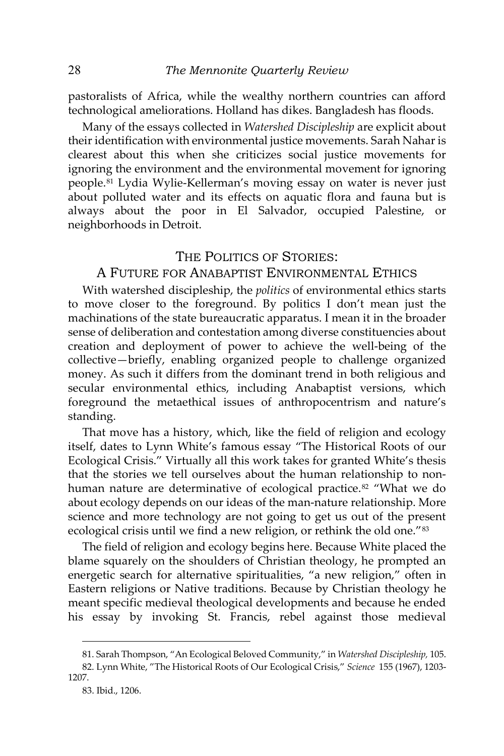pastoralists of Africa, while the wealthy northern countries can afford technological ameliorations. Holland has dikes. Bangladesh has floods.

Many of the essays collected in *Watershed Discipleship* are explicit about their identification with environmental justice movements. Sarah Nahar is clearest about this when she criticizes social justice movements for ignoring the environment and the environmental movement for ignoring people.[81] Lydia Wylie-Kellerman's moving essay on water is never just about polluted water and its effects on aquatic flora and fauna but is always about the poor in El Salvador, occupied Palestine, or neighborhoods in Detroit.

## THE POLITICS OF STORIES: A FUTURE FOR ANABAPTIST ENVIRONMENTAL ETHICS

With watershed discipleship, the *politics* of environmental ethics starts to move closer to the foreground. By politics I don't mean just the machinations of the state bureaucratic apparatus. I mean it in the broader sense of deliberation and contestation among diverse constituencies about creation and deployment of power to achieve the well-being of the collective—briefly, enabling organized people to challenge organized money. As such it differs from the dominant trend in both religious and secular environmental ethics, including Anabaptist versions, which foreground the metaethical issues of anthropocentrism and nature's standing.

That move has a history, which, like the field of religion and ecology itself, dates to Lynn White's famous essay "The Historical Roots of our Ecological Crisis." Virtually all this work takes for granted White's thesis that the stories we tell ourselves about the human relationship to non-human nature are determinative of ecological practice.[82] "What we do about ecology depends on our ideas of the man-nature relationship. More science and more technology are not going to get us out of the present ecological crisis until we find a new religion, or rethink the old one."[83]

The field of religion and ecology begins here. Because White placed the blame squarely on the shoulders of Christian theology, he prompted an energetic search for alternative spiritualities, "a new religion," often in Eastern religions or Native traditions. Because by Christian theology he meant specific medieval theological developments and because he ended his essay by invoking St. Francis, rebel against those medieval

---

81. Sarah Thompson, "An Ecological Beloved Community," in *Watershed Discipleship*, 105.

82. Lynn White, "The Historical Roots of Our Ecological Crisis," *Science* 155 (1967), 1203-1207.

83. Ibid., 1206.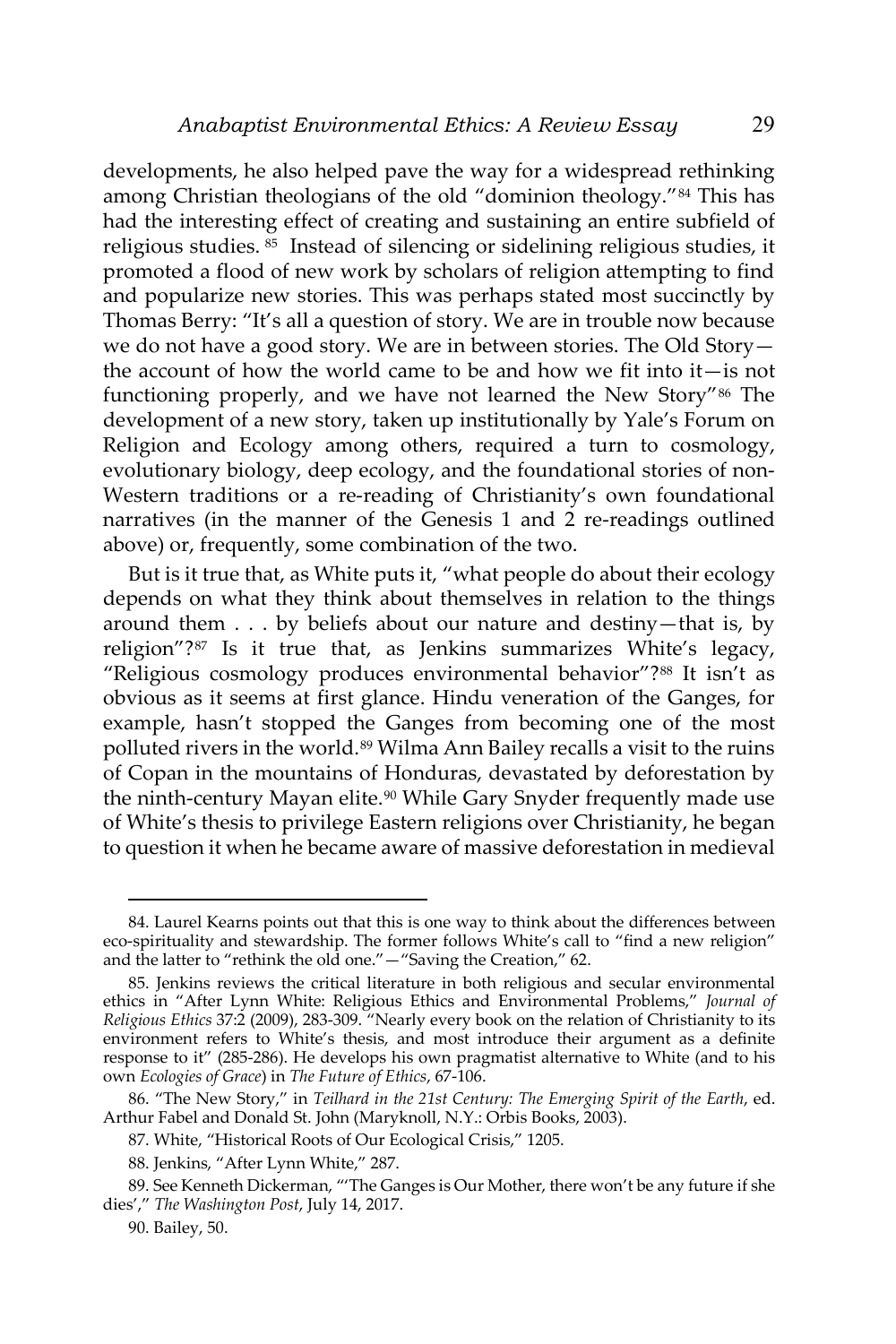developments, he also helped pave the way for a widespread rethinking among Christian theologians of the old "dominion theology."[84] This has had the interesting effect of creating and sustaining an entire subfield of religious studies.[85] Instead of silencing or sidelining religious studies, it promoted a flood of new work by scholars of religion attempting to find and popularize new stories. This was perhaps stated most succinctly by Thomas Berry: "It's all a question of story. We are in trouble now because we do not have a good story. We are in between stories. The Old Story—the account of how the world came to be and how we fit into it—is not functioning properly, and we have not learned the New Story"[86] The development of a new story, taken up institutionally by Yale's Forum on Religion and Ecology among others, required a turn to cosmology, evolutionary biology, deep ecology, and the foundational stories of non-Western traditions or a re-reading of Christianity's own foundational narratives (in the manner of the Genesis 1 and 2 re-readings outlined above) or, frequently, some combination of the two.

But is it true that, as White puts it, "what people do about their ecology depends on what they think about themselves in relation to the things around them . . . by beliefs about our nature and destiny—that is, by religion"?[87] Is it true that, as Jenkins summarizes White's legacy, "Religious cosmology produces environmental behavior"?[88] It isn't as obvious as it seems at first glance. Hindu veneration of the Ganges, for example, hasn't stopped the Ganges from becoming one of the most polluted rivers in the world.[89] Wilma Ann Bailey recalls a visit to the ruins of Copan in the mountains of Honduras, devastated by deforestation by the ninth-century Mayan elite.[90] While Gary Snyder frequently made use of White's thesis to privilege Eastern religions over Christianity, he began to question it when he became aware of massive deforestation in medieval

---

84. Laurel Kearns points out that this is one way to think about the differences between eco-spirituality and stewardship. The former follows White's call to "find a new religion" and the latter to "rethink the old one."—"Saving the Creation," 62.

85. Jenkins reviews the critical literature in both religious and secular environmental ethics in "After Lynn White: Religious Ethics and Environmental Problems," *Journal of Religious Ethics* 37:2 (2009), 283-309. "Nearly every book on the relation of Christianity to its environment refers to White's thesis, and most introduce their argument as a definite response to it" (285-286). He develops his own pragmatist alternative to White (and to his own *Ecologies of Grace*) in *The Future of Ethics*, 67-106.

86. "The New Story," in *Teilhard in the 21st Century: The Emerging Spirit of the Earth*, ed. Arthur Fabel and Donald St. John (Maryknoll, N.Y.: Orbis Books, 2003).

87. White, "Historical Roots of Our Ecological Crisis," 1205.

88. Jenkins, "After Lynn White," 287.

89. See Kenneth Dickerman, "'The Ganges is Our Mother, there won't be any future if she dies'," *The Washington Post*, July 14, 2017.

90. Bailey, 50.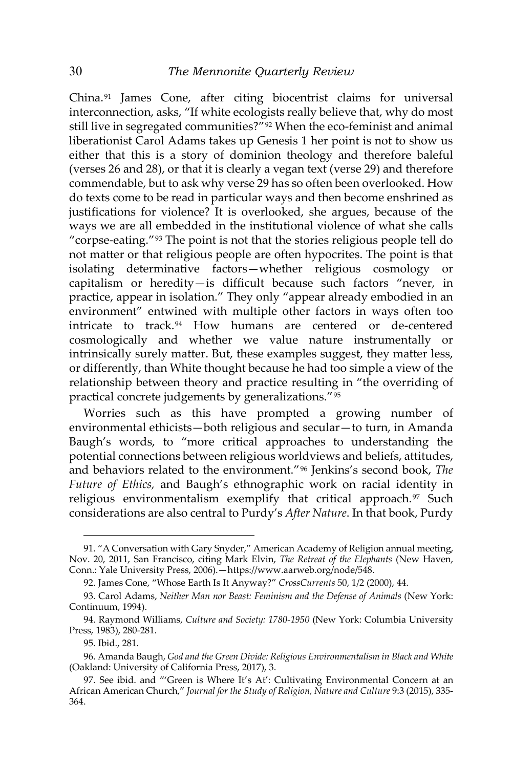China.[91] James Cone, after citing biocentrist claims for universal interconnection, asks, "If white ecologists really believe that, why do most still live in segregated communities?"[92] When the eco-feminist and animal liberationist Carol Adams takes up Genesis 1 her point is not to show us either that this is a story of dominion theology and therefore baleful (verses 26 and 28), or that it is clearly a vegan text (verse 29) and therefore commendable, but to ask why verse 29 has so often been overlooked. How do texts come to be read in particular ways and then become enshrined as justifications for violence? It is overlooked, she argues, because of the ways we are all embedded in the institutional violence of what she calls "corpse-eating."[93] The point is not that the stories religious people tell do not matter or that religious people are often hypocrites. The point is that isolating determinative factors—whether religious cosmology or capitalism or heredity—is difficult because such factors "never, in practice, appear in isolation." They only "appear already embodied in an environment" entwined with multiple other factors in ways often too intricate to track.[94] How humans are centered or de-centered cosmologically and whether we value nature instrumentally or intrinsically surely matter. But, these examples suggest, they matter less, or differently, than White thought because he had too simple a view of the relationship between theory and practice resulting in "the overriding of practical concrete judgements by generalizations."[95]

Worries such as this have prompted a growing number of environmental ethicists—both religious and secular—to turn, in Amanda Baugh's words, to "more critical approaches to understanding the potential connections between religious worldviews and beliefs, attitudes, and behaviors related to the environment."[96] Jenkins's second book, *The Future of Ethics,* and Baugh's ethnographic work on racial identity in religious environmentalism exemplify that critical approach.[97] Such considerations are also central to Purdy's *After Nature*. In that book, Purdy

---

91. "A Conversation with Gary Snyder," American Academy of Religion annual meeting, Nov. 20, 2011, San Francisco, citing Mark Elvin, *The Retreat of the Elephants* (New Haven, Conn.: Yale University Press, 2006).—https://www.aarweb.org/node/548.

92. James Cone, "Whose Earth Is It Anyway?" *CrossCurrents* 50, 1/2 (2000), 44.

93. Carol Adams, *Neither Man nor Beast: Feminism and the Defense of Animals* (New York: Continuum, 1994).

94. Raymond Williams, *Culture and Society: 1780-1950* (New York: Columbia University Press, 1983), 280-281.

95. Ibid., 281.

96. Amanda Baugh, *God and the Green Divide: Religious Environmentalism in Black and White* (Oakland: University of California Press, 2017), 3.

97. See ibid. and "'Green is Where It's At': Cultivating Environmental Concern at an African American Church," *Journal for the Study of Religion, Nature and Culture* 9:3 (2015), 335-364.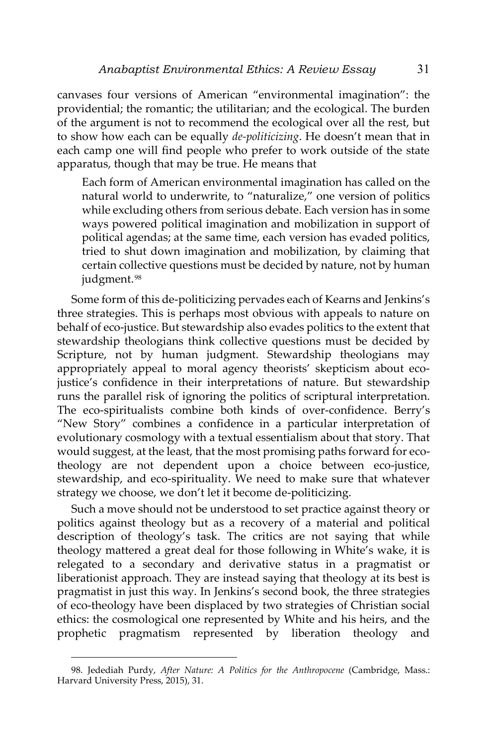canvases four versions of American "environmental imagination": the providential; the romantic; the utilitarian; and the ecological. The burden of the argument is not to recommend the ecological over all the rest, but to show how each can be equally *de-politicizing*. He doesn't mean that in each camp one will find people who prefer to work outside of the state apparatus, though that may be true. He means that

> Each form of American environmental imagination has called on the natural world to underwrite, to "naturalize," one version of politics while excluding others from serious debate. Each version has in some ways powered political imagination and mobilization in support of political agendas; at the same time, each version has evaded politics, tried to shut down imagination and mobilization, by claiming that certain collective questions must be decided by nature, not by human judgment.[98]

Some form of this de-politicizing pervades each of Kearns and Jenkins's three strategies. This is perhaps most obvious with appeals to nature on behalf of eco-justice. But stewardship also evades politics to the extent that stewardship theologians think collective questions must be decided by Scripture, not by human judgment. Stewardship theologians may appropriately appeal to moral agency theorists' skepticism about eco-justice's confidence in their interpretations of nature. But stewardship runs the parallel risk of ignoring the politics of scriptural interpretation. The eco-spiritualists combine both kinds of over-confidence. Berry's "New Story" combines a confidence in a particular interpretation of evolutionary cosmology with a textual essentialism about that story. That would suggest, at the least, that the most promising paths forward for eco-theology are not dependent upon a choice between eco-justice, stewardship, and eco-spirituality. We need to make sure that whatever strategy we choose, we don't let it become de-politicizing.

Such a move should not be understood to set practice against theory or politics against theology but as a recovery of a material and political description of theology's task. The critics are not saying that while theology mattered a great deal for those following in White's wake, it is relegated to a secondary and derivative status in a pragmatist or liberationist approach. They are instead saying that theology at its best is pragmatist in just this way. In Jenkins's second book, the three strategies of eco-theology have been displaced by two strategies of Christian social ethics: the cosmological one represented by White and his heirs, and the prophetic pragmatism represented by liberation theology and

---

98. Jedediah Purdy, *After Nature: A Politics for the Anthropocene* (Cambridge, Mass.: Harvard University Press, 2015), 31.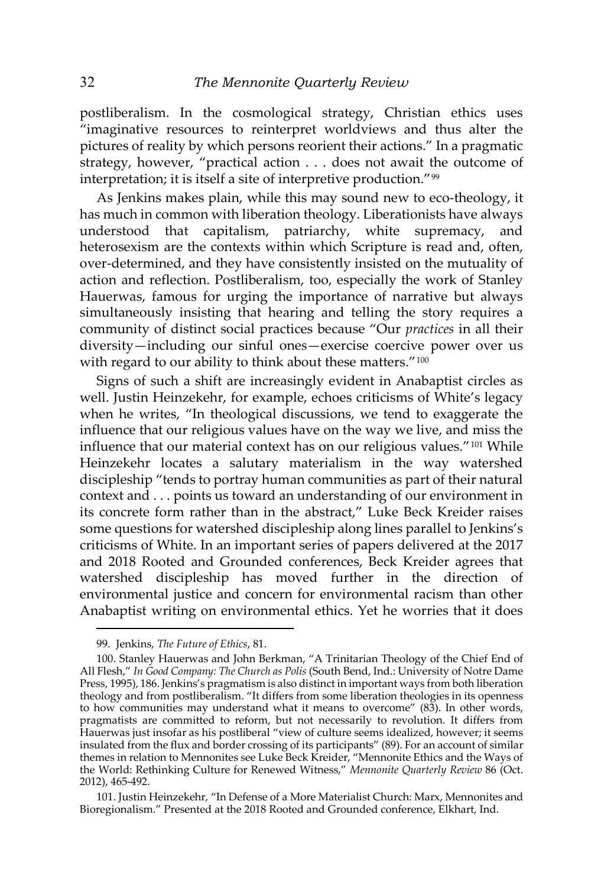postliberalism. In the cosmological strategy, Christian ethics uses "imaginative resources to reinterpret worldviews and thus alter the pictures of reality by which persons reorient their actions." In a pragmatic strategy, however, "practical action . . . does not await the outcome of interpretation; it is itself a site of interpretive production."[99]

As Jenkins makes plain, while this may sound new to eco-theology, it has much in common with liberation theology. Liberationists have always understood that capitalism, patriarchy, white supremacy, and heterosexism are the contexts within which Scripture is read and, often, over-determined, and they have consistently insisted on the mutuality of action and reflection. Postliberalism, too, especially the work of Stanley Hauerwas, famous for urging the importance of narrative but always simultaneously insisting that hearing and telling the story requires a community of distinct social practices because "Our *practices* in all their diversity—including our sinful ones—exercise coercive power over us with regard to our ability to think about these matters."[100]

Signs of such a shift are increasingly evident in Anabaptist circles as well. Justin Heinzekehr, for example, echoes criticisms of White's legacy when he writes, "In theological discussions, we tend to exaggerate the influence that our religious values have on the way we live, and miss the influence that our material context has on our religious values."[101] While Heinzekehr locates a salutary materialism in the way watershed discipleship "tends to portray human communities as part of their natural context and . . . points us toward an understanding of our environment in its concrete form rather than in the abstract," Luke Beck Kreider raises some questions for watershed discipleship along lines parallel to Jenkins's criticisms of White. In an important series of papers delivered at the 2017 and 2018 Rooted and Grounded conferences, Beck Kreider agrees that watershed discipleship has moved further in the direction of environmental justice and concern for environmental racism than other Anabaptist writing on environmental ethics. Yet he worries that it does

---

99. Jenkins, *The Future of Ethics*, 81.

100. Stanley Hauerwas and John Berkman, "A Trinitarian Theology of the Chief End of All Flesh," *In Good Company: The Church as Polis* (South Bend, Ind.: University of Notre Dame Press, 1995), 186. Jenkins's pragmatism is also distinct in important ways from both liberation theology and from postliberalism. "It differs from some liberation theologies in its openness to how communities may understand what it means to overcome" (83). In other words, pragmatists are committed to reform, but not necessarily to revolution. It differs from Hauerwas just insofar as his postliberal "view of culture seems idealized, however; it seems insulated from the flux and border crossing of its participants" (89). For an account of similar themes in relation to Mennonites see Luke Beck Kreider, "Mennonite Ethics and the Ways of the World: Rethinking Culture for Renewed Witness," *Mennonite Quarterly Review* 86 (Oct. 2012), 465-492.

101. Justin Heinzekehr, "In Defense of a More Materialist Church: Marx, Mennonites and Bioregionalism." Presented at the 2018 Rooted and Grounded conference, Elkhart, Ind.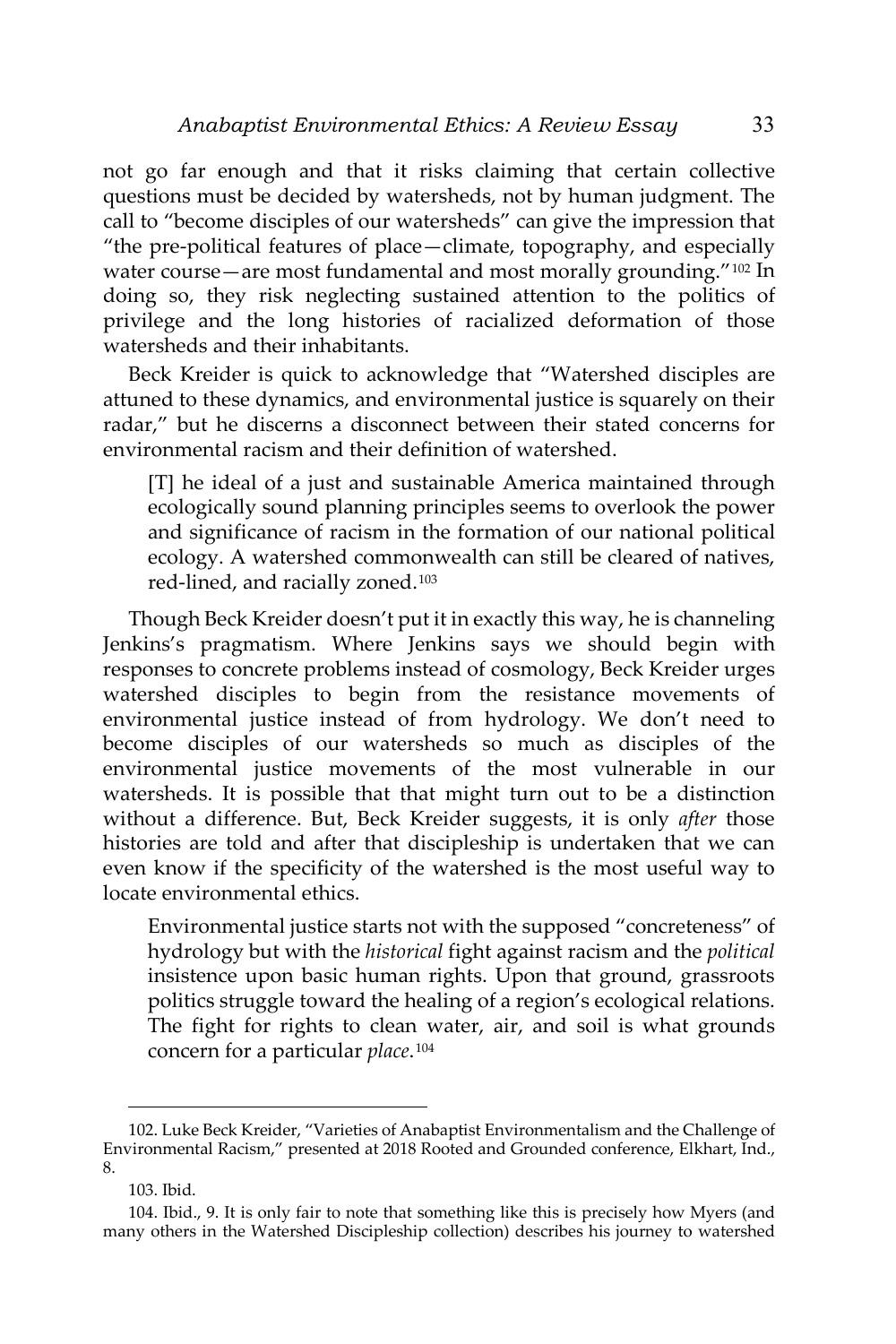not go far enough and that it risks claiming that certain collective questions must be decided by watersheds, not by human judgment. The call to "become disciples of our watersheds" can give the impression that "the pre-political features of place—climate, topography, and especially water course—are most fundamental and most morally grounding."[102] In doing so, they risk neglecting sustained attention to the politics of privilege and the long histories of racialized deformation of those watersheds and their inhabitants.

Beck Kreider is quick to acknowledge that "Watershed disciples are attuned to these dynamics, and environmental justice is squarely on their radar," but he discerns a disconnect between their stated concerns for environmental racism and their definition of watershed.

> [T] he ideal of a just and sustainable America maintained through ecologically sound planning principles seems to overlook the power and significance of racism in the formation of our national political ecology. A watershed commonwealth can still be cleared of natives, red-lined, and racially zoned.[103]

Though Beck Kreider doesn't put it in exactly this way, he is channeling Jenkins's pragmatism. Where Jenkins says we should begin with responses to concrete problems instead of cosmology, Beck Kreider urges watershed disciples to begin from the resistance movements of environmental justice instead of from hydrology. We don't need to become disciples of our watersheds so much as disciples of the environmental justice movements of the most vulnerable in our watersheds. It is possible that that might turn out to be a distinction without a difference. But, Beck Kreider suggests, it is only *after* those histories are told and after that discipleship is undertaken that we can even know if the specificity of the watershed is the most useful way to locate environmental ethics.

> Environmental justice starts not with the supposed "concreteness" of hydrology but with the *historical* fight against racism and the *political* insistence upon basic human rights. Upon that ground, grassroots politics struggle toward the healing of a region's ecological relations. The fight for rights to clean water, air, and soil is what grounds concern for a particular *place*.[104]

---

102. Luke Beck Kreider, "Varieties of Anabaptist Environmentalism and the Challenge of Environmental Racism," presented at 2018 Rooted and Grounded conference, Elkhart, Ind., 8.

103. Ibid.

104. Ibid., 9. It is only fair to note that something like this is precisely how Myers (and many others in the Watershed Discipleship collection) describes his journey to watershed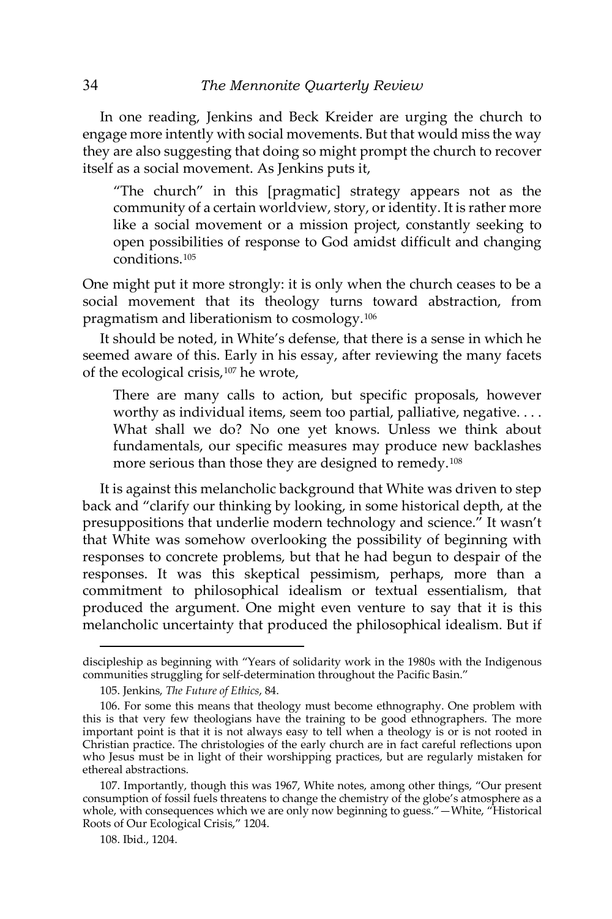In one reading, Jenkins and Beck Kreider are urging the church to engage more intently with social movements. But that would miss the way they are also suggesting that doing so might prompt the church to recover itself as a social movement. As Jenkins puts it,

> "The church" in this [pragmatic] strategy appears not as the community of a certain worldview, story, or identity. It is rather more like a social movement or a mission project, constantly seeking to open possibilities of response to God amidst difficult and changing conditions.[105]

One might put it more strongly: it is only when the church ceases to be a social movement that its theology turns toward abstraction, from pragmatism and liberationism to cosmology.[106]

It should be noted, in White's defense, that there is a sense in which he seemed aware of this. Early in his essay, after reviewing the many facets of the ecological crisis,[107] he wrote,

> There are many calls to action, but specific proposals, however worthy as individual items, seem too partial, palliative, negative. . . . What shall we do? No one yet knows. Unless we think about fundamentals, our specific measures may produce new backlashes more serious than those they are designed to remedy.[108]

It is against this melancholic background that White was driven to step back and "clarify our thinking by looking, in some historical depth, at the presuppositions that underlie modern technology and science." It wasn't that White was somehow overlooking the possibility of beginning with responses to concrete problems, but that he had begun to despair of the responses. It was this skeptical pessimism, perhaps, more than a commitment to philosophical idealism or textual essentialism, that produced the argument. One might even venture to say that it is this melancholic uncertainty that produced the philosophical idealism. But if

---

discipleship as beginning with "Years of solidarity work in the 1980s with the Indigenous communities struggling for self-determination throughout the Pacific Basin."

105. Jenkins, *The Future of Ethics*, 84.

106. For some this means that theology must become ethnography. One problem with this is that very few theologians have the training to be good ethnographers. The more important point is that it is not always easy to tell when a theology is or is not rooted in Christian practice. The christologies of the early church are in fact careful reflections upon who Jesus must be in light of their worshipping practices, but are regularly mistaken for ethereal abstractions.

107. Importantly, though this was 1967, White notes, among other things, "Our present consumption of fossil fuels threatens to change the chemistry of the globe's atmosphere as a whole, with consequences which we are only now beginning to guess."—White, "Historical Roots of Our Ecological Crisis," 1204.

108. Ibid., 1204.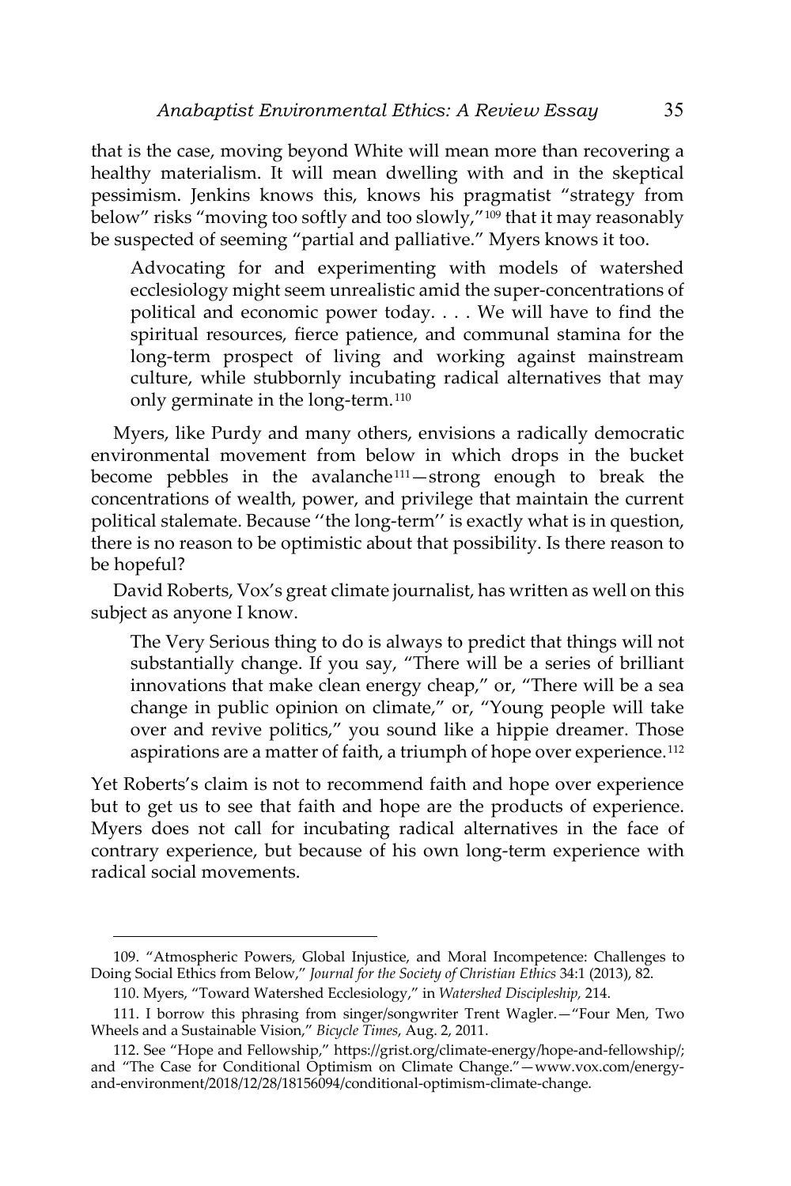that is the case, moving beyond White will mean more than recovering a healthy materialism. It will mean dwelling with and in the skeptical pessimism. Jenkins knows this, knows his pragmatist "strategy from below" risks "moving too softly and too slowly,"[109] that it may reasonably be suspected of seeming "partial and palliative." Myers knows it too.

> Advocating for and experimenting with models of watershed ecclesiology might seem unrealistic amid the super-concentrations of political and economic power today. . . . We will have to find the spiritual resources, fierce patience, and communal stamina for the long-term prospect of living and working against mainstream culture, while stubbornly incubating radical alternatives that may only germinate in the long-term.[110]

Myers, like Purdy and many others, envisions a radically democratic environmental movement from below in which drops in the bucket become pebbles in the avalanche[111]—strong enough to break the concentrations of wealth, power, and privilege that maintain the current political stalemate. Because ''the long-term'' is exactly what is in question, there is no reason to be optimistic about that possibility. Is there reason to be hopeful?

David Roberts, Vox's great climate journalist, has written as well on this subject as anyone I know.

> The Very Serious thing to do is always to predict that things will not substantially change. If you say, "There will be a series of brilliant innovations that make clean energy cheap," or, "There will be a sea change in public opinion on climate," or, "Young people will take over and revive politics," you sound like a hippie dreamer. Those aspirations are a matter of faith, a triumph of hope over experience.[112]

Yet Roberts's claim is not to recommend faith and hope over experience but to get us to see that faith and hope are the products of experience. Myers does not call for incubating radical alternatives in the face of contrary experience, but because of his own long-term experience with radical social movements.

---

109. "Atmospheric Powers, Global Injustice, and Moral Incompetence: Challenges to Doing Social Ethics from Below," *Journal for the Society of Christian Ethics* 34:1 (2013), 82.

110. Myers, "Toward Watershed Ecclesiology," in *Watershed Discipleship,* 214.

111. I borrow this phrasing from singer/songwriter Trent Wagler.—"Four Men, Two Wheels and a Sustainable Vision," *Bicycle Times*, Aug. 2, 2011.

112. See "Hope and Fellowship," https://grist.org/climate-energy/hope-and-fellowship/; and "The Case for Conditional Optimism on Climate Change."—www.vox.com/energy-and-environment/2018/12/28/18156094/conditional-optimism-climate-change.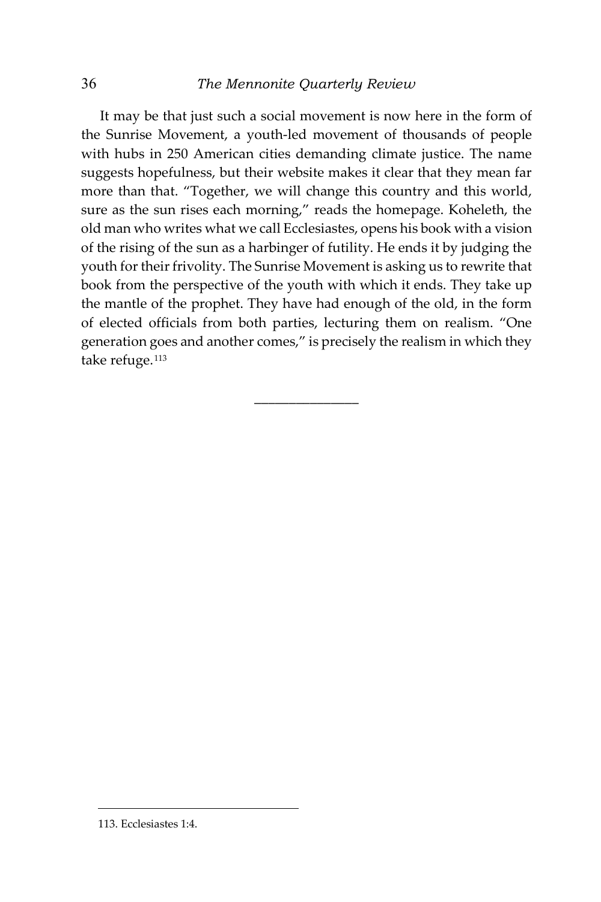It may be that just such a social movement is now here in the form of the Sunrise Movement, a youth-led movement of thousands of people with hubs in 250 American cities demanding climate justice. The name suggests hopefulness, but their website makes it clear that they mean far more than that. "Together, we will change this country and this world, sure as the sun rises each morning," reads the homepage. Koheleth, the old man who writes what we call Ecclesiastes, opens his book with a vision of the rising of the sun as a harbinger of futility. He ends it by judging the youth for their frivolity. The Sunrise Movement is asking us to rewrite that book from the perspective of the youth with which it ends. They take up the mantle of the prophet. They have had enough of the old, in the form of elected officials from both parties, lecturing them on realism. "One generation goes and another comes," is precisely the realism in which they take refuge.[113]

———————

113. Ecclesiastes 1:4.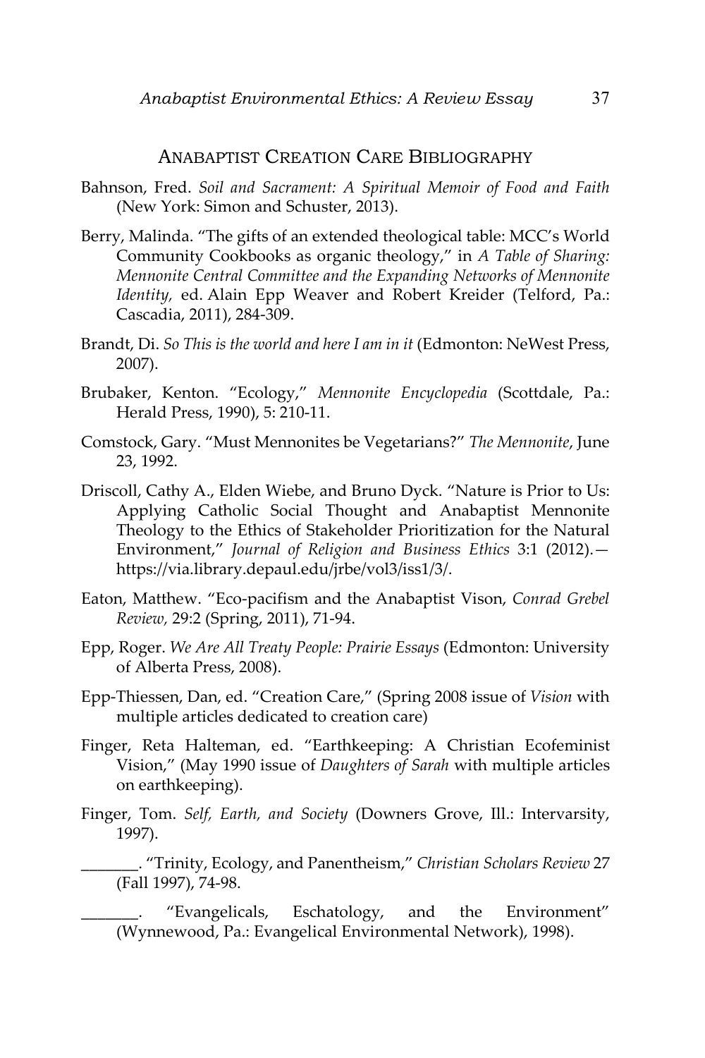## ANABAPTIST CREATION CARE BIBLIOGRAPHY

Bahnson, Fred. *Soil and Sacrament: A Spiritual Memoir of Food and Faith* (New York: Simon and Schuster, 2013).

Berry, Malinda. "The gifts of an extended theological table: MCC's World Community Cookbooks as organic theology," in *A Table of Sharing: Mennonite Central Committee and the Expanding Networks of Mennonite Identity,* ed. Alain Epp Weaver and Robert Kreider (Telford, Pa.: Cascadia, 2011), 284-309.

Brandt, Di. *So This is the world and here I am in it* (Edmonton: NeWest Press, 2007).

Brubaker, Kenton. "Ecology," *Mennonite Encyclopedia* (Scottdale, Pa.: Herald Press, 1990), 5: 210-11.

Comstock, Gary. "Must Mennonites be Vegetarians?" *The Mennonite*, June 23, 1992.

Driscoll, Cathy A., Elden Wiebe, and Bruno Dyck. "Nature is Prior to Us: Applying Catholic Social Thought and Anabaptist Mennonite Theology to the Ethics of Stakeholder Prioritization for the Natural Environment," *Journal of Religion and Business Ethics* 3:1 (2012).—https://via.library.depaul.edu/jrbe/vol3/iss1/3/.

Eaton, Matthew. "Eco-pacifism and the Anabaptist Vison, *Conrad Grebel Review,* 29:2 (Spring, 2011), 71-94.

Epp, Roger. *We Are All Treaty People: Prairie Essays* (Edmonton: University of Alberta Press, 2008).

Epp-Thiessen, Dan, ed. "Creation Care," (Spring 2008 issue of *Vision* with multiple articles dedicated to creation care)

Finger, Reta Halteman, ed. "Earthkeeping: A Christian Ecofeminist Vision," (May 1990 issue of *Daughters of Sarah* with multiple articles on earthkeeping).

Finger, Tom. *Self, Earth, and Society* (Downers Grove, Ill.: Intervarsity, 1997).

_______. "Trinity, Ecology, and Panentheism," *Christian Scholars Review* 27 (Fall 1997), 74-98.

_______. "Evangelicals, Eschatology, and the Environment" (Wynnewood, Pa.: Evangelical Environmental Network), 1998).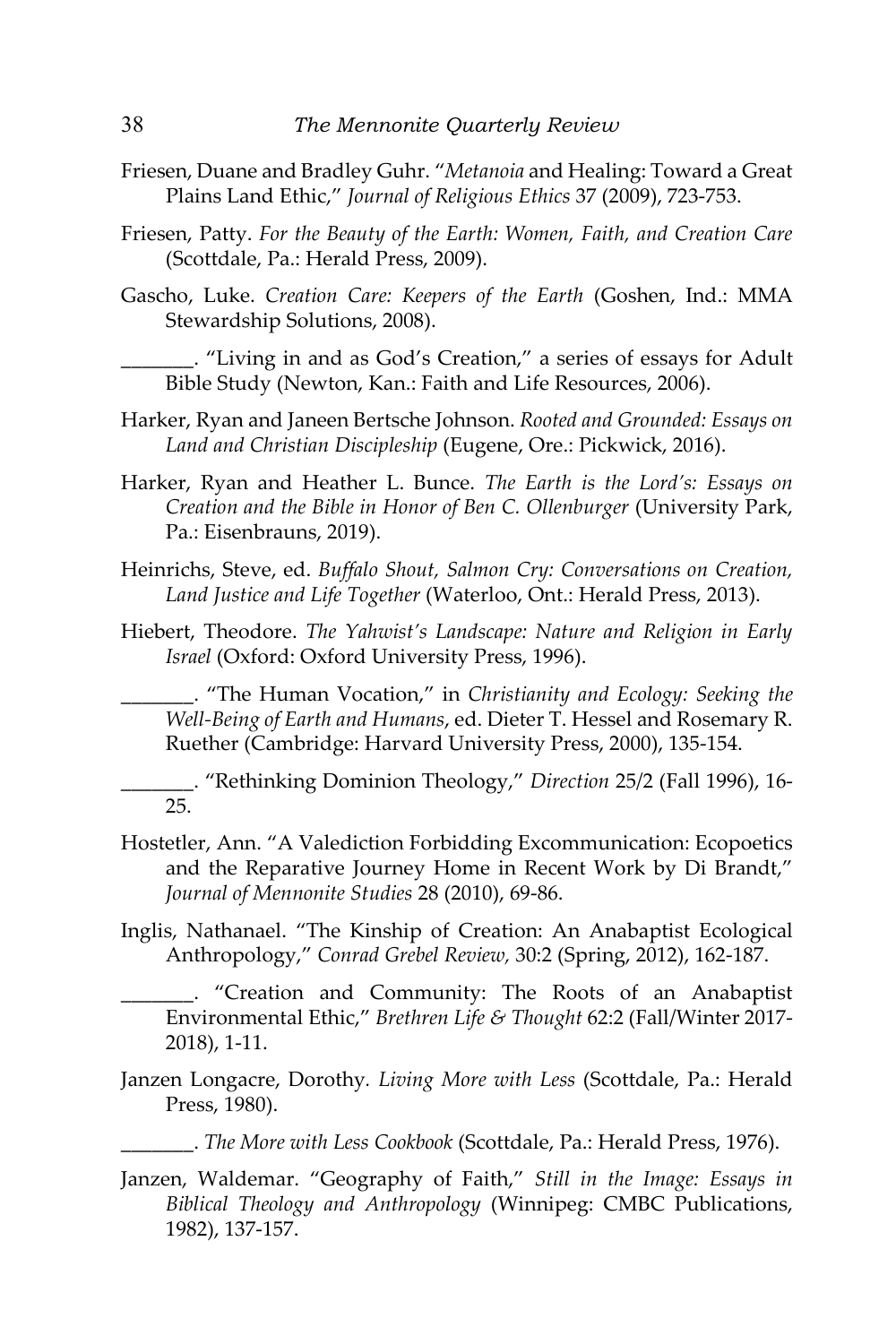Friesen, Duane and Bradley Guhr. "*Metanoia* and Healing: Toward a Great Plains Land Ethic," *Journal of Religious Ethics* 37 (2009), 723-753.

Friesen, Patty. *For the Beauty of the Earth: Women, Faith, and Creation Care* (Scottdale, Pa.: Herald Press, 2009).

Gascho, Luke. *Creation Care: Keepers of the Earth* (Goshen, Ind.: MMA Stewardship Solutions, 2008).

_______. "Living in and as God's Creation," a series of essays for Adult Bible Study (Newton, Kan.: Faith and Life Resources, 2006).

Harker, Ryan and Janeen Bertsche Johnson. *Rooted and Grounded: Essays on Land and Christian Discipleship* (Eugene, Ore.: Pickwick, 2016).

Harker, Ryan and Heather L. Bunce. *The Earth is the Lord's: Essays on Creation and the Bible in Honor of Ben C. Ollenburger* (University Park, Pa.: Eisenbrauns, 2019).

Heinrichs, Steve, ed. *Buffalo Shout, Salmon Cry: Conversations on Creation, Land Justice and Life Together* (Waterloo, Ont.: Herald Press, 2013).

Hiebert, Theodore. *The Yahwist's Landscape: Nature and Religion in Early Israel* (Oxford: Oxford University Press, 1996).

_______. "The Human Vocation," in *Christianity and Ecology: Seeking the Well-Being of Earth and Humans*, ed. Dieter T. Hessel and Rosemary R. Ruether (Cambridge: Harvard University Press, 2000), 135-154.

_______. "Rethinking Dominion Theology," *Direction* 25/2 (Fall 1996), 16-25.

Hostetler, Ann. "A Valediction Forbidding Excommunication: Ecopoetics and the Reparative Journey Home in Recent Work by Di Brandt," *Journal of Mennonite Studies* 28 (2010), 69-86.

Inglis, Nathanael. "The Kinship of Creation: An Anabaptist Ecological Anthropology," *Conrad Grebel Review,* 30:2 (Spring, 2012), 162-187.

_______. "Creation and Community: The Roots of an Anabaptist Environmental Ethic," *Brethren Life & Thought* 62:2 (Fall/Winter 2017-2018), 1-11.

Janzen Longacre, Dorothy. *Living More with Less* (Scottdale, Pa.: Herald Press, 1980).

_______. *The More with Less Cookbook* (Scottdale, Pa.: Herald Press, 1976).

Janzen, Waldemar. "Geography of Faith," *Still in the Image: Essays in Biblical Theology and Anthropology* (Winnipeg: CMBC Publications, 1982), 137-157.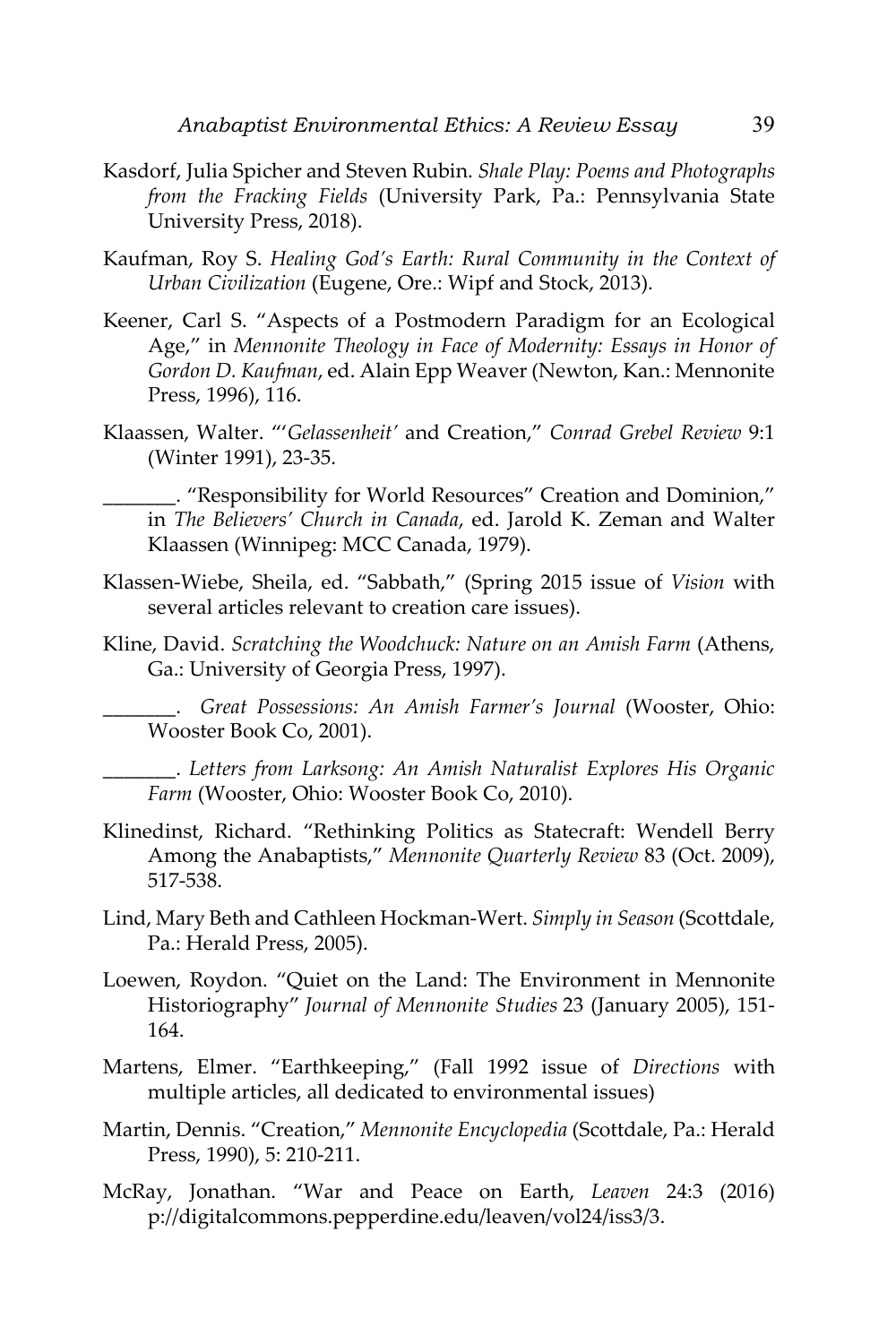Kasdorf, Julia Spicher and Steven Rubin. *Shale Play: Poems and Photographs from the Fracking Fields* (University Park, Pa.: Pennsylvania State University Press, 2018).

Kaufman, Roy S. *Healing God's Earth: Rural Community in the Context of Urban Civilization* (Eugene, Ore.: Wipf and Stock, 2013).

Keener, Carl S. "Aspects of a Postmodern Paradigm for an Ecological Age," in *Mennonite Theology in Face of Modernity: Essays in Honor of Gordon D. Kaufman*, ed. Alain Epp Weaver (Newton, Kan.: Mennonite Press, 1996), 116.

Klaassen, Walter. "'*Gelassenheit'* and Creation," *Conrad Grebel Review* 9:1 (Winter 1991), 23-35.

_______. "Responsibility for World Resources" Creation and Dominion," in *The Believers' Church in Canada*, ed. Jarold K. Zeman and Walter Klaassen (Winnipeg: MCC Canada, 1979).

Klassen-Wiebe, Sheila, ed. "Sabbath," (Spring 2015 issue of *Vision* with several articles relevant to creation care issues).

Kline, David. *Scratching the Woodchuck: Nature on an Amish Farm* (Athens, Ga.: University of Georgia Press, 1997).

_______. *Great Possessions: An Amish Farmer's Journal* (Wooster, Ohio: Wooster Book Co, 2001).

_______. *Letters from Larksong: An Amish Naturalist Explores His Organic Farm* (Wooster, Ohio: Wooster Book Co, 2010).

Klinedinst, Richard. "Rethinking Politics as Statecraft: Wendell Berry Among the Anabaptists," *Mennonite Quarterly Review* 83 (Oct. 2009), 517-538.

Lind, Mary Beth and Cathleen Hockman-Wert. *Simply in Season* (Scottdale, Pa.: Herald Press, 2005).

Loewen, Roydon. "Quiet on the Land: The Environment in Mennonite Historiography" *Journal of Mennonite Studies* 23 (January 2005), 151-164.

Martens, Elmer. "Earthkeeping," (Fall 1992 issue of *Directions* with multiple articles, all dedicated to environmental issues)

Martin, Dennis. "Creation," *Mennonite Encyclopedia* (Scottdale, Pa.: Herald Press, 1990), 5: 210-211.

McRay, Jonathan. "War and Peace on Earth, *Leaven* 24:3 (2016) p://digitalcommons.pepperdine.edu/leaven/vol24/iss3/3.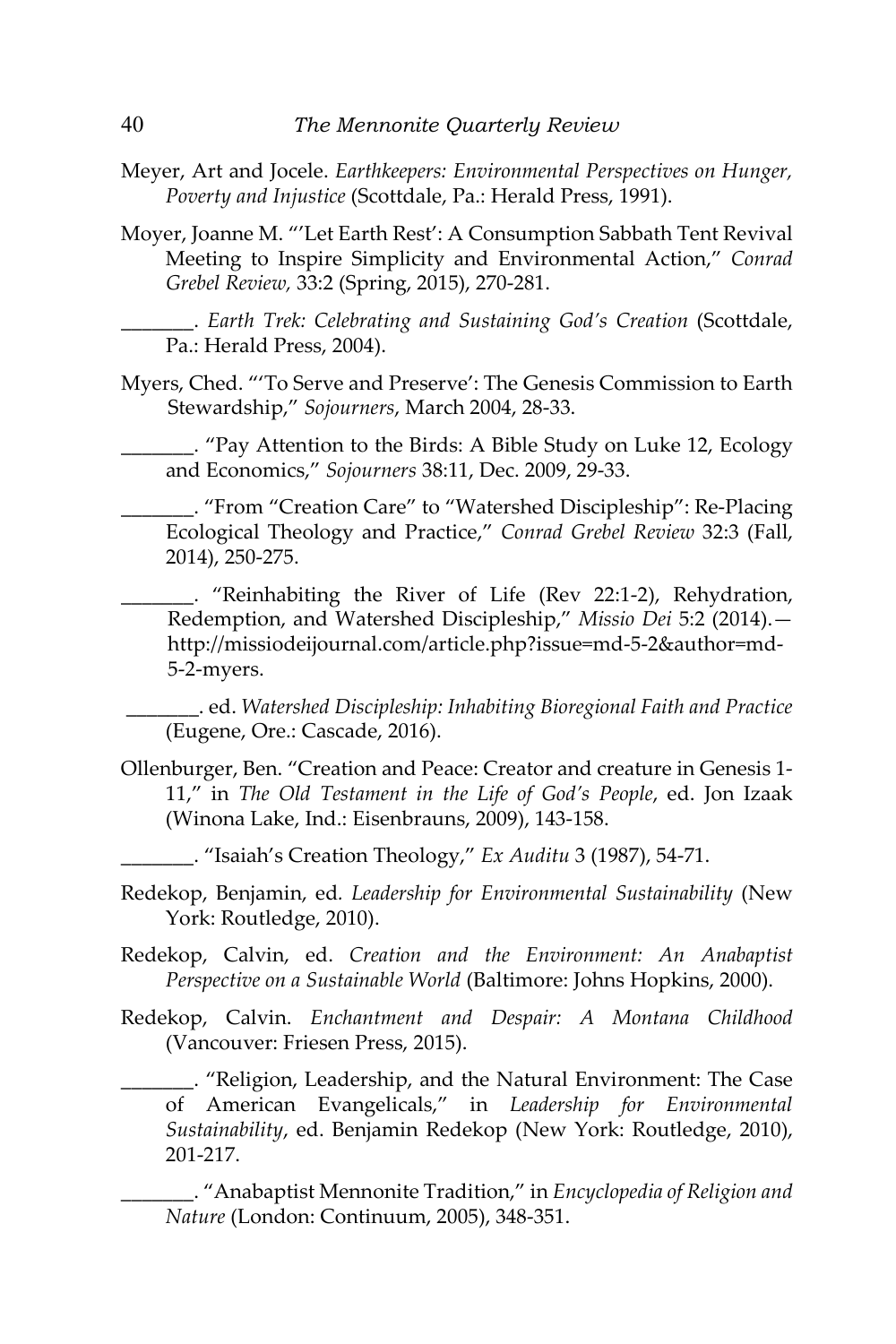Meyer, Art and Jocele. *Earthkeepers: Environmental Perspectives on Hunger, Poverty and Injustice* (Scottdale, Pa.: Herald Press, 1991).

Moyer, Joanne M. "'Let Earth Rest': A Consumption Sabbath Tent Revival Meeting to Inspire Simplicity and Environmental Action," *Conrad Grebel Review,* 33:2 (Spring, 2015), 270-281.

_______. *Earth Trek: Celebrating and Sustaining God's Creation* (Scottdale, Pa.: Herald Press, 2004).

Myers, Ched. "'To Serve and Preserve': The Genesis Commission to Earth Stewardship," *Sojourners*, March 2004, 28-33.

_______. "Pay Attention to the Birds: A Bible Study on Luke 12, Ecology and Economics," *Sojourners* 38:11, Dec. 2009, 29-33.

_______. "From "Creation Care" to "Watershed Discipleship": Re-Placing Ecological Theology and Practice," *Conrad Grebel Review* 32:3 (Fall, 2014), 250-275.

_______. "Reinhabiting the River of Life (Rev 22:1-2), Rehydration, Redemption, and Watershed Discipleship," *Missio Dei* 5:2 (2014).—http://missiodeijournal.com/article.php?issue=md-5-2&author=md-5-2-myers.

_______. ed. *Watershed Discipleship: Inhabiting Bioregional Faith and Practice* (Eugene, Ore.: Cascade, 2016).

Ollenburger, Ben. "Creation and Peace: Creator and creature in Genesis 1-11," in *The Old Testament in the Life of God's People*, ed. Jon Izaak (Winona Lake, Ind.: Eisenbrauns, 2009), 143-158.

_______. "Isaiah's Creation Theology," *Ex Auditu* 3 (1987), 54-71.

Redekop, Benjamin, ed. *Leadership for Environmental Sustainability* (New York: Routledge, 2010).

Redekop, Calvin, ed. *Creation and the Environment: An Anabaptist Perspective on a Sustainable World* (Baltimore: Johns Hopkins, 2000).

Redekop, Calvin. *Enchantment and Despair: A Montana Childhood* (Vancouver: Friesen Press, 2015).

_______. "Religion, Leadership, and the Natural Environment: The Case of American Evangelicals," in *Leadership for Environmental Sustainability*, ed. Benjamin Redekop (New York: Routledge, 2010), 201-217.

_______. "Anabaptist Mennonite Tradition," in *Encyclopedia of Religion and Nature* (London: Continuum, 2005), 348-351.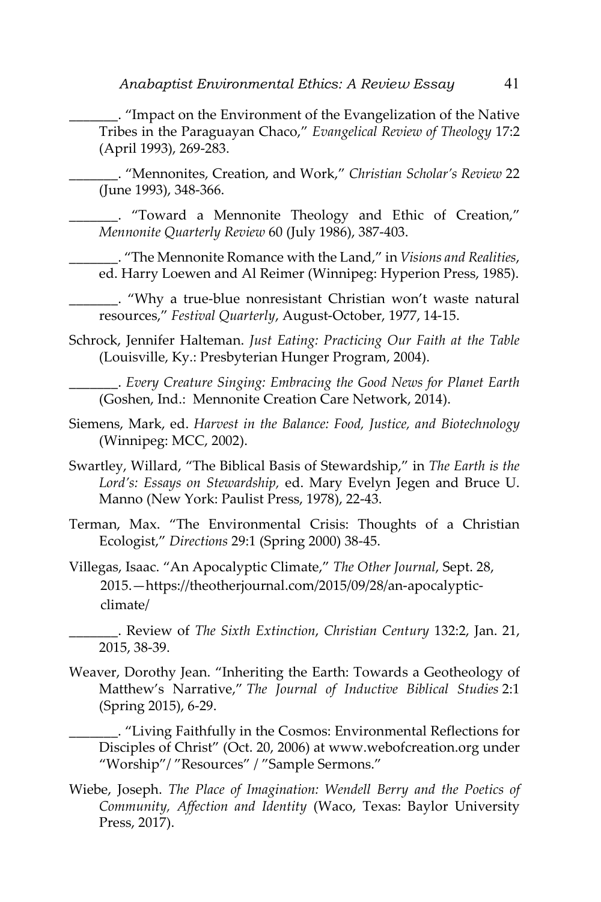_______. "Impact on the Environment of the Evangelization of the Native Tribes in the Paraguayan Chaco," *Evangelical Review of Theology* 17:2 (April 1993), 269-283.

_______. "Mennonites, Creation, and Work," *Christian Scholar's Review* 22 (June 1993), 348-366.

_______. "Toward a Mennonite Theology and Ethic of Creation," *Mennonite Quarterly Review* 60 (July 1986), 387-403.

_______. "The Mennonite Romance with the Land," in *Visions and Realities*, ed. Harry Loewen and Al Reimer (Winnipeg: Hyperion Press, 1985).

_______. "Why a true-blue nonresistant Christian won't waste natural resources," *Festival Quarterly*, August-October, 1977, 14-15.

Schrock, Jennifer Halteman. *Just Eating: Practicing Our Faith at the Table* (Louisville, Ky.: Presbyterian Hunger Program, 2004).

_______. *Every Creature Singing: Embracing the Good News for Planet Earth* (Goshen, Ind.: Mennonite Creation Care Network, 2014).

Siemens, Mark, ed. *Harvest in the Balance: Food, Justice, and Biotechnology* (Winnipeg: MCC, 2002).

Swartley, Willard, "The Biblical Basis of Stewardship," in *The Earth is the Lord's: Essays on Stewardship,* ed. Mary Evelyn Jegen and Bruce U. Manno (New York: Paulist Press, 1978), 22-43.

Terman, Max. "The Environmental Crisis: Thoughts of a Christian Ecologist," *Directions* 29:1 (Spring 2000) 38-45.

Villegas, Isaac. "An Apocalyptic Climate," *The Other Journal*, Sept. 28, 2015.—https://theotherjournal.com/2015/09/28/an-apocalyptic-climate/

_______. Review of *The Sixth Extinction*, *Christian Century* 132:2, Jan. 21, 2015, 38-39.

Weaver, Dorothy Jean. "Inheriting the Earth: Towards a Geotheology of Matthew's Narrative," *The Journal of Inductive Biblical Studies* 2:1 (Spring 2015), 6-29.

_______. "Living Faithfully in the Cosmos: Environmental Reflections for Disciples of Christ" (Oct. 20, 2006) at www.webofcreation.org under "Worship"/ "Resources" / "Sample Sermons."

Wiebe, Joseph. *The Place of Imagination: Wendell Berry and the Poetics of Community, Affection and Identity* (Waco, Texas: Baylor University Press, 2017).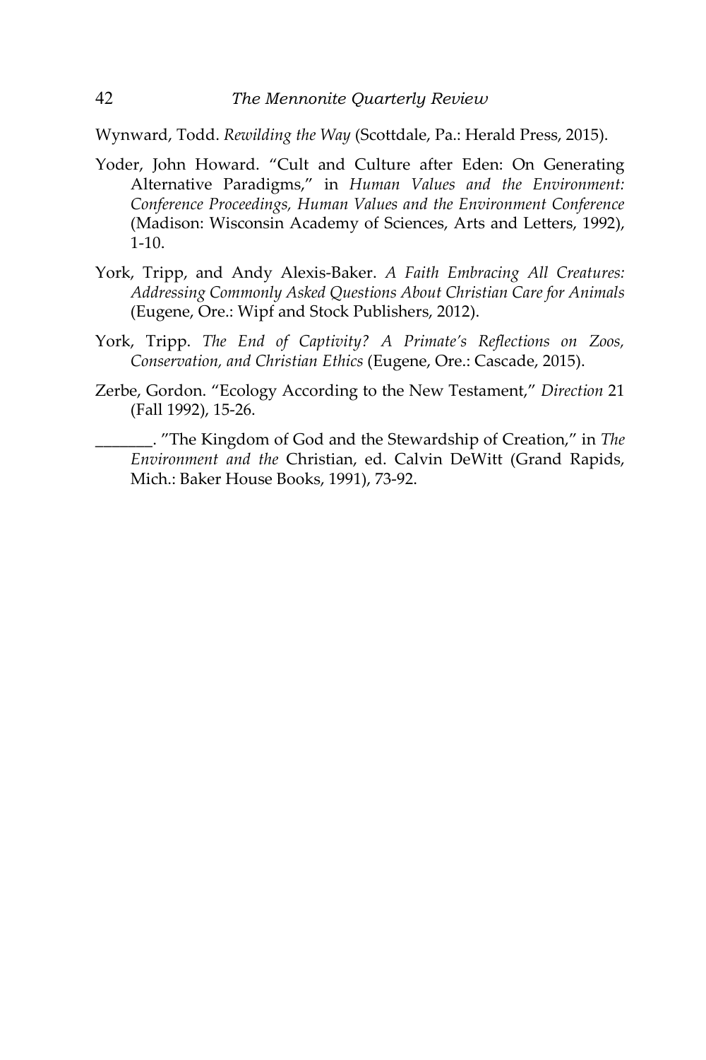Wynward, Todd. *Rewilding the Way* (Scottdale, Pa.: Herald Press, 2015).

Yoder, John Howard. “Cult and Culture after Eden: On Generating Alternative Paradigms,” in *Human Values and the Environment: Conference Proceedings, Human Values and the Environment Conference* (Madison: Wisconsin Academy of Sciences, Arts and Letters, 1992), 1-10.

York, Tripp, and Andy Alexis-Baker. *A Faith Embracing All Creatures: Addressing Commonly Asked Questions About Christian Care for Animals* (Eugene, Ore.: Wipf and Stock Publishers, 2012).

York, Tripp. *The End of Captivity? A Primate’s Reflections on Zoos, Conservation, and Christian Ethics* (Eugene, Ore.: Cascade, 2015).

Zerbe, Gordon. “Ecology According to the New Testament,” *Direction* 21 (Fall 1992), 15-26.

_______. ”The Kingdom of God and the Stewardship of Creation,” in *The Environment and the* Christian, ed. Calvin DeWitt (Grand Rapids, Mich.: Baker House Books, 1991), 73-92.